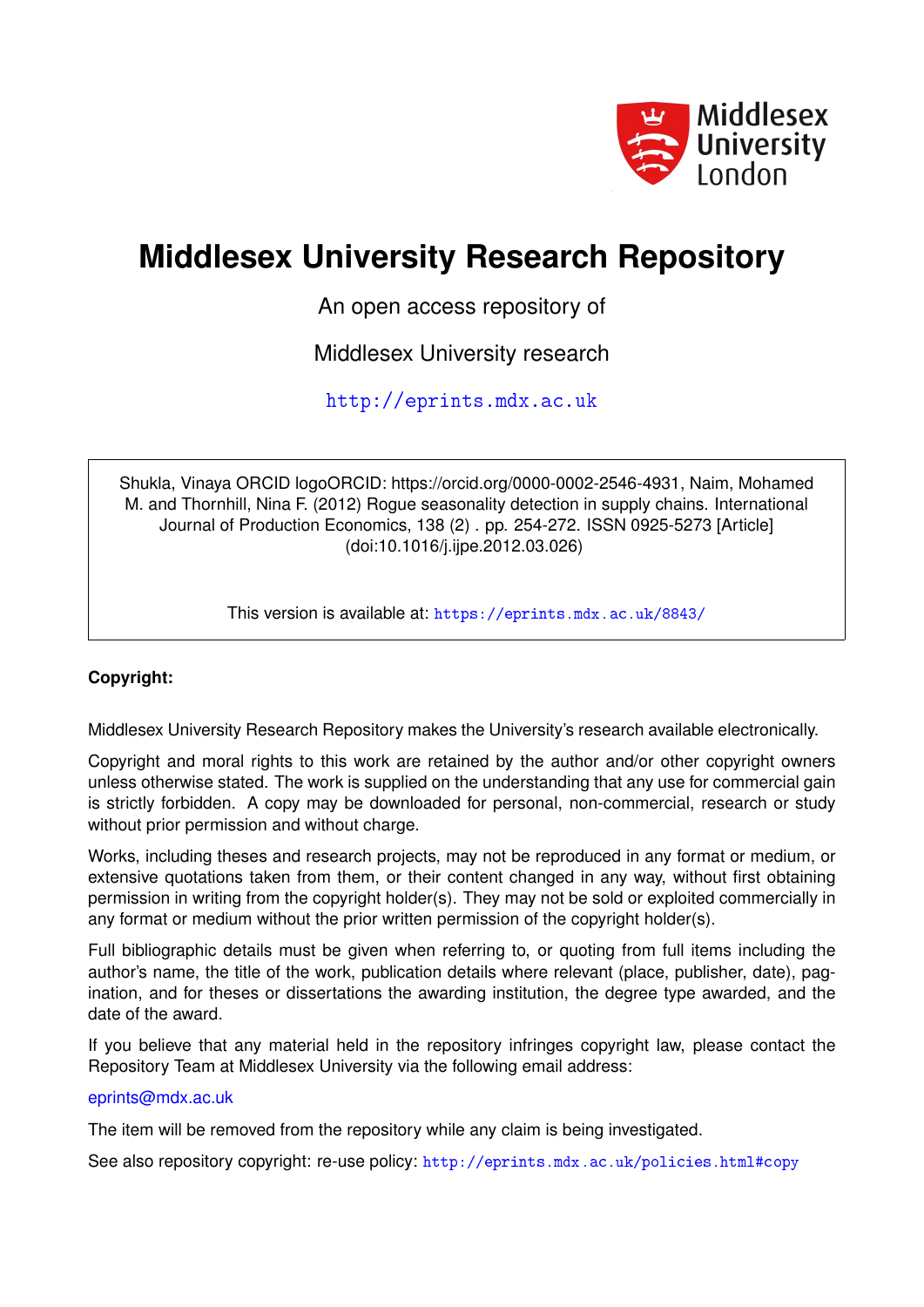Middlesex University London

# Middlesex University Research Repository

An open access repository of

Middlesex University research

http://eprints.mdx.ac.uk

Shukla, Vinaya ORCID logoORCID: https://orcid.org/0000-0002-2546-4931, Naim, Mohamed M. and Thornhill, Nina F. (2012) Rogue seasonality detection in supply chains. International Journal of Production Economics, 138 (2) . pp. 254-272. ISSN 0925-5273 [Article] (doi:10.1016/j.ijpe.2012.03.026)

This version is available at: https://eprints.mdx.ac.uk/8843/

**Copyright:**

Middlesex University Research Repository makes the University's research available electronically.

Copyright and moral rights to this work are retained by the author and/or other copyright owners unless otherwise stated. The work is supplied on the understanding that any use for commercial gain is strictly forbidden. A copy may be downloaded for personal, non-commercial, research or study without prior permission and without charge.

Works, including theses and research projects, may not be reproduced in any format or medium, or extensive quotations taken from them, or their content changed in any way, without first obtaining permission in writing from the copyright holder(s). They may not be sold or exploited commercially in any format or medium without the prior written permission of the copyright holder(s).

Full bibliographic details must be given when referring to, or quoting from full items including the author's name, the title of the work, publication details where relevant (place, publisher, date), pagination, and for theses or dissertations the awarding institution, the degree type awarded, and the date of the award.

If you believe that any material held in the repository infringes copyright law, please contact the Repository Team at Middlesex University via the following email address:

eprints@mdx.ac.uk

The item will be removed from the repository while any claim is being investigated.

See also repository copyright: re-use policy: http://eprints.mdx.ac.uk/policies.html#copy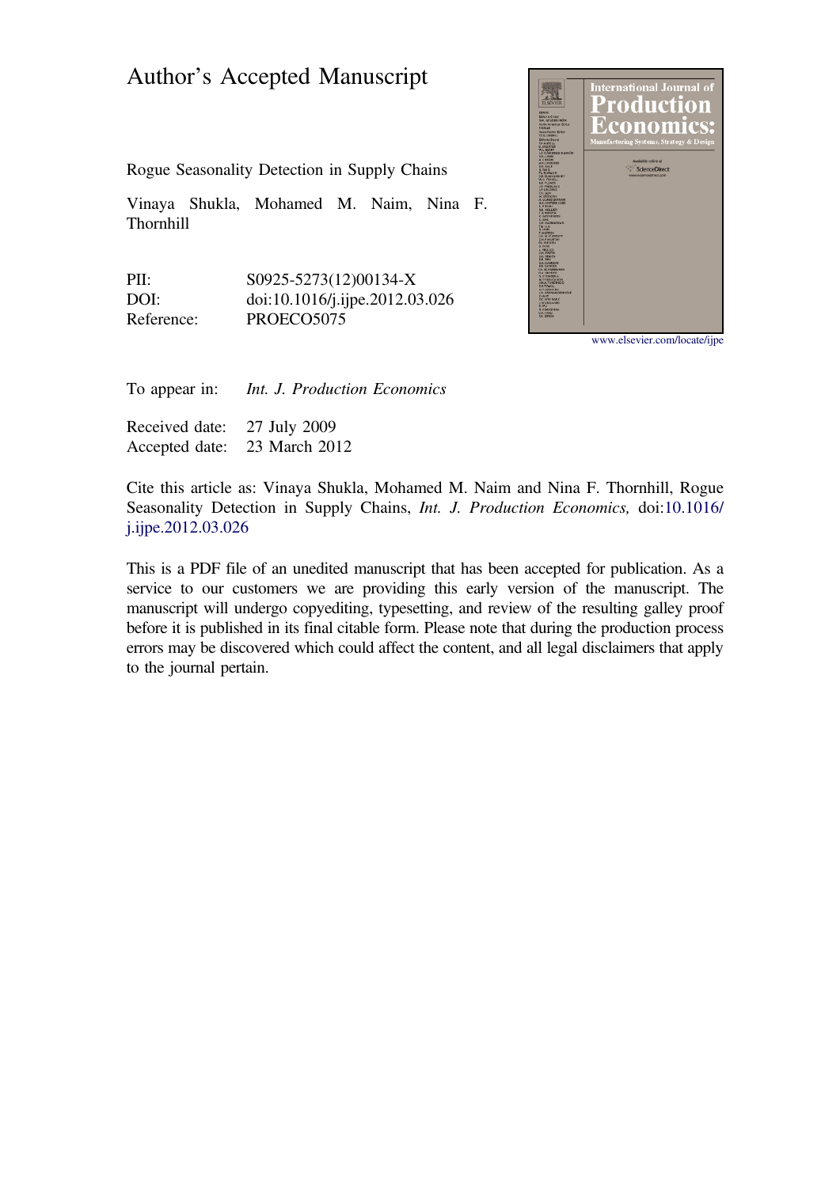# Author's Accepted Manuscript

Rogue Seasonality Detection in Supply Chains

Vinaya Shukla, Mohamed M. Naim, Nina F. Thornhill

| | |
|---|---|
| PII: | S0925-5273(12)00134-X |
| DOI: | doi:10.1016/j.ijpe.2012.03.026 |
| Reference: | PROECO5075 |

www.elsevier.com/locate/ijpe

To appear in: *Int. J. Production Economics*

Received date: 27 July 2009
Accepted date: 23 March 2012

Cite this article as: Vinaya Shukla, Mohamed M. Naim and Nina F. Thornhill, Rogue Seasonality Detection in Supply Chains, *Int. J. Production Economics,* doi:10.1016/j.ijpe.2012.03.026

This is a PDF file of an unedited manuscript that has been accepted for publication. As a service to our customers we are providing this early version of the manuscript. The manuscript will undergo copyediting, typesetting, and review of the resulting galley proof before it is published in its final citable form. Please note that during the production process errors may be discovered which could affect the content, and all legal disclaimers that apply to the journal pertain.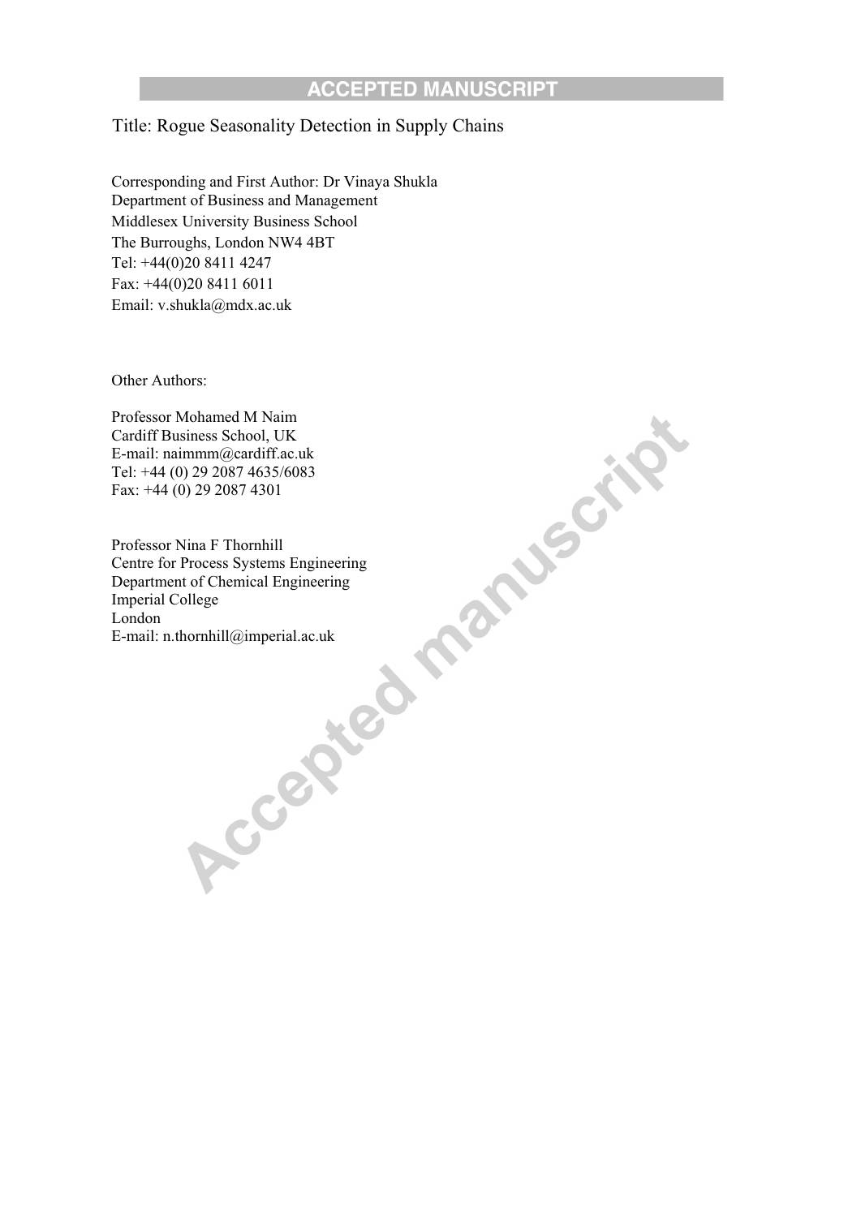Title: Rogue Seasonality Detection in Supply Chains

Corresponding and First Author: Dr Vinaya Shukla
Department of Business and Management
Middlesex University Business School
The Burroughs, London NW4 4BT
Tel: +44(0)20 8411 4247
Fax: +44(0)20 8411 6011
Email: v.shukla@mdx.ac.uk

Other Authors:

Professor Mohamed M Naim
Cardiff Business School, UK
E-mail: naimmm@cardiff.ac.uk
Tel: +44 (0) 29 2087 4635/6083
Fax: +44 (0) 29 2087 4301

Professor Nina F Thornhill
Centre for Process Systems Engineering
Department of Chemical Engineering
Imperial College
London
E-mail: n.thornhill@imperial.ac.uk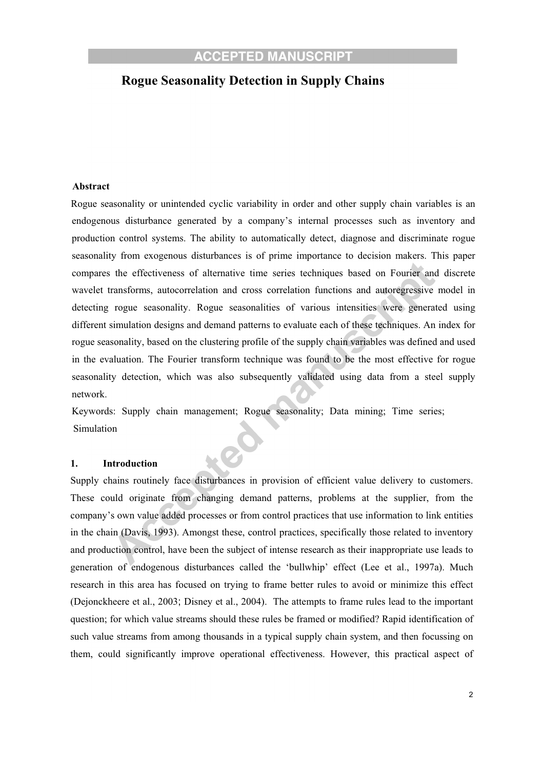# Rogue Seasonality Detection in Supply Chains

**Abstract**

Rogue seasonality or unintended cyclic variability in order and other supply chain variables is an endogenous disturbance generated by a company's internal processes such as inventory and production control systems. The ability to automatically detect, diagnose and discriminate rogue seasonality from exogenous disturbances is of prime importance to decision makers. This paper compares the effectiveness of alternative time series techniques based on Fourier and discrete wavelet transforms, autocorrelation and cross correlation functions and autoregressive model in detecting rogue seasonality. Rogue seasonalities of various intensities were generated using different simulation designs and demand patterns to evaluate each of these techniques. An index for rogue seasonality, based on the clustering profile of the supply chain variables was defined and used in the evaluation. The Fourier transform technique was found to be the most effective for rogue seasonality detection, which was also subsequently validated using data from a steel supply network.

Keywords: Supply chain management; Rogue seasonality; Data mining; Time series; Simulation

## 1. Introduction

Supply chains routinely face disturbances in provision of efficient value delivery to customers. These could originate from changing demand patterns, problems at the supplier, from the company's own value added processes or from control practices that use information to link entities in the chain (Davis, 1993). Amongst these, control practices, specifically those related to inventory and production control, have been the subject of intense research as their inappropriate use leads to generation of endogenous disturbances called the 'bullwhip' effect (Lee et al., 1997a). Much research in this area has focused on trying to frame better rules to avoid or minimize this effect (Dejonckheere et al., 2003; Disney et al., 2004). The attempts to frame rules lead to the important question; for which value streams should these rules be framed or modified? Rapid identification of such value streams from among thousands in a typical supply chain system, and then focussing on them, could significantly improve operational effectiveness. However, this practical aspect of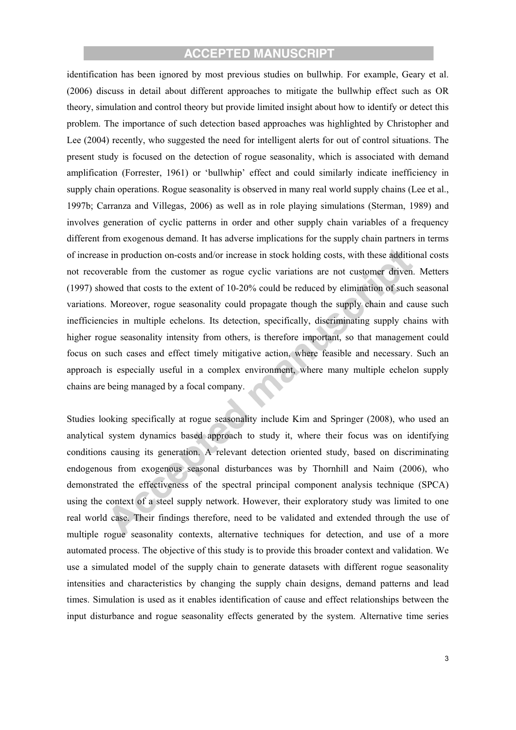identification has been ignored by most previous studies on bullwhip. For example, Geary et al. (2006) discuss in detail about different approaches to mitigate the bullwhip effect such as OR theory, simulation and control theory but provide limited insight about how to identify or detect this problem. The importance of such detection based approaches was highlighted by Christopher and Lee (2004) recently, who suggested the need for intelligent alerts for out of control situations. The present study is focused on the detection of rogue seasonality, which is associated with demand amplification (Forrester, 1961) or 'bullwhip' effect and could similarly indicate inefficiency in supply chain operations. Rogue seasonality is observed in many real world supply chains (Lee et al., 1997b; Carranza and Villegas, 2006) as well as in role playing simulations (Sterman, 1989) and involves generation of cyclic patterns in order and other supply chain variables of a frequency different from exogenous demand. It has adverse implications for the supply chain partners in terms of increase in production on-costs and/or increase in stock holding costs, with these additional costs not recoverable from the customer as rogue cyclic variations are not customer driven. Metters (1997) showed that costs to the extent of 10-20% could be reduced by elimination of such seasonal variations. Moreover, rogue seasonality could propagate though the supply chain and cause such inefficiencies in multiple echelons. Its detection, specifically, discriminating supply chains with higher rogue seasonality intensity from others, is therefore important, so that management could focus on such cases and effect timely mitigative action, where feasible and necessary. Such an approach is especially useful in a complex environment, where many multiple echelon supply chains are being managed by a focal company.

Studies looking specifically at rogue seasonality include Kim and Springer (2008), who used an analytical system dynamics based approach to study it, where their focus was on identifying conditions causing its generation. A relevant detection oriented study, based on discriminating endogenous from exogenous seasonal disturbances was by Thornhill and Naim (2006), who demonstrated the effectiveness of the spectral principal component analysis technique (SPCA) using the context of a steel supply network. However, their exploratory study was limited to one real world case. Their findings therefore, need to be validated and extended through the use of multiple rogue seasonality contexts, alternative techniques for detection, and use of a more automated process. The objective of this study is to provide this broader context and validation. We use a simulated model of the supply chain to generate datasets with different rogue seasonality intensities and characteristics by changing the supply chain designs, demand patterns and lead times. Simulation is used as it enables identification of cause and effect relationships between the input disturbance and rogue seasonality effects generated by the system. Alternative time series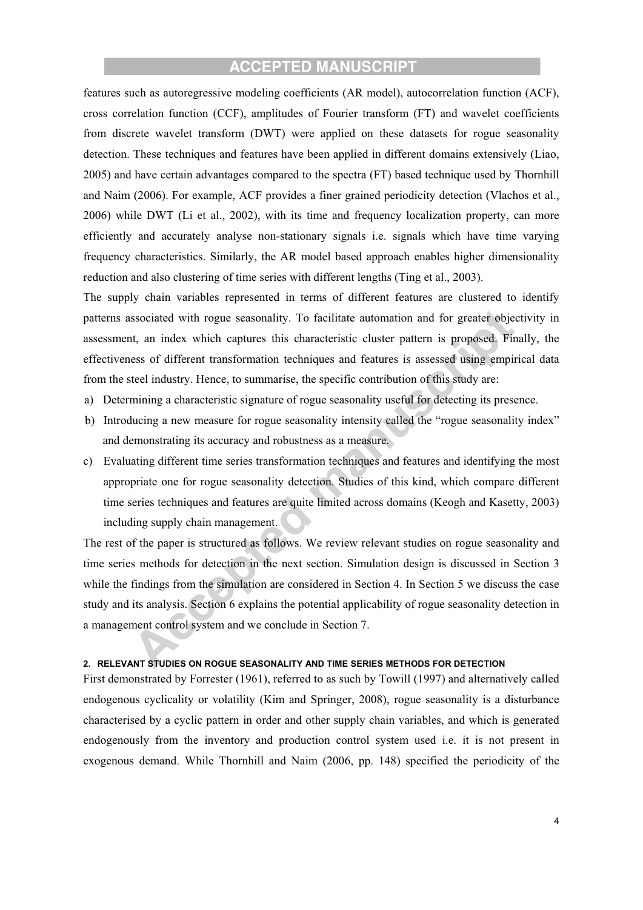features such as autoregressive modeling coefficients (AR model), autocorrelation function (ACF), cross correlation function (CCF), amplitudes of Fourier transform (FT) and wavelet coefficients from discrete wavelet transform (DWT) were applied on these datasets for rogue seasonality detection. These techniques and features have been applied in different domains extensively (Liao, 2005) and have certain advantages compared to the spectra (FT) based technique used by Thornhill and Naim (2006). For example, ACF provides a finer grained periodicity detection (Vlachos et al., 2006) while DWT (Li et al., 2002), with its time and frequency localization property, can more efficiently and accurately analyse non-stationary signals i.e. signals which have time varying frequency characteristics. Similarly, the AR model based approach enables higher dimensionality reduction and also clustering of time series with different lengths (Ting et al., 2003).

The supply chain variables represented in terms of different features are clustered to identify patterns associated with rogue seasonality. To facilitate automation and for greater objectivity in assessment, an index which captures this characteristic cluster pattern is proposed. Finally, the effectiveness of different transformation techniques and features is assessed using empirical data from the steel industry. Hence, to summarise, the specific contribution of this study are:

a) Determining a characteristic signature of rogue seasonality useful for detecting its presence.
b) Introducing a new measure for rogue seasonality intensity called the "rogue seasonality index" and demonstrating its accuracy and robustness as a measure.
c) Evaluating different time series transformation techniques and features and identifying the most appropriate one for rogue seasonality detection. Studies of this kind, which compare different time series techniques and features are quite limited across domains (Keogh and Kasetty, 2003) including supply chain management.

The rest of the paper is structured as follows. We review relevant studies on rogue seasonality and time series methods for detection in the next section. Simulation design is discussed in Section 3 while the findings from the simulation are considered in Section 4. In Section 5 we discuss the case study and its analysis. Section 6 explains the potential applicability of rogue seasonality detection in a management control system and we conclude in Section 7.

## 2. RELEVANT STUDIES ON ROGUE SEASONALITY AND TIME SERIES METHODS FOR DETECTION

First demonstrated by Forrester (1961), referred to as such by Towill (1997) and alternatively called endogenous cyclicality or volatility (Kim and Springer, 2008), rogue seasonality is a disturbance characterised by a cyclic pattern in order and other supply chain variables, and which is generated endogenously from the inventory and production control system used i.e. it is not present in exogenous demand. While Thornhill and Naim (2006, pp. 148) specified the periodicity of the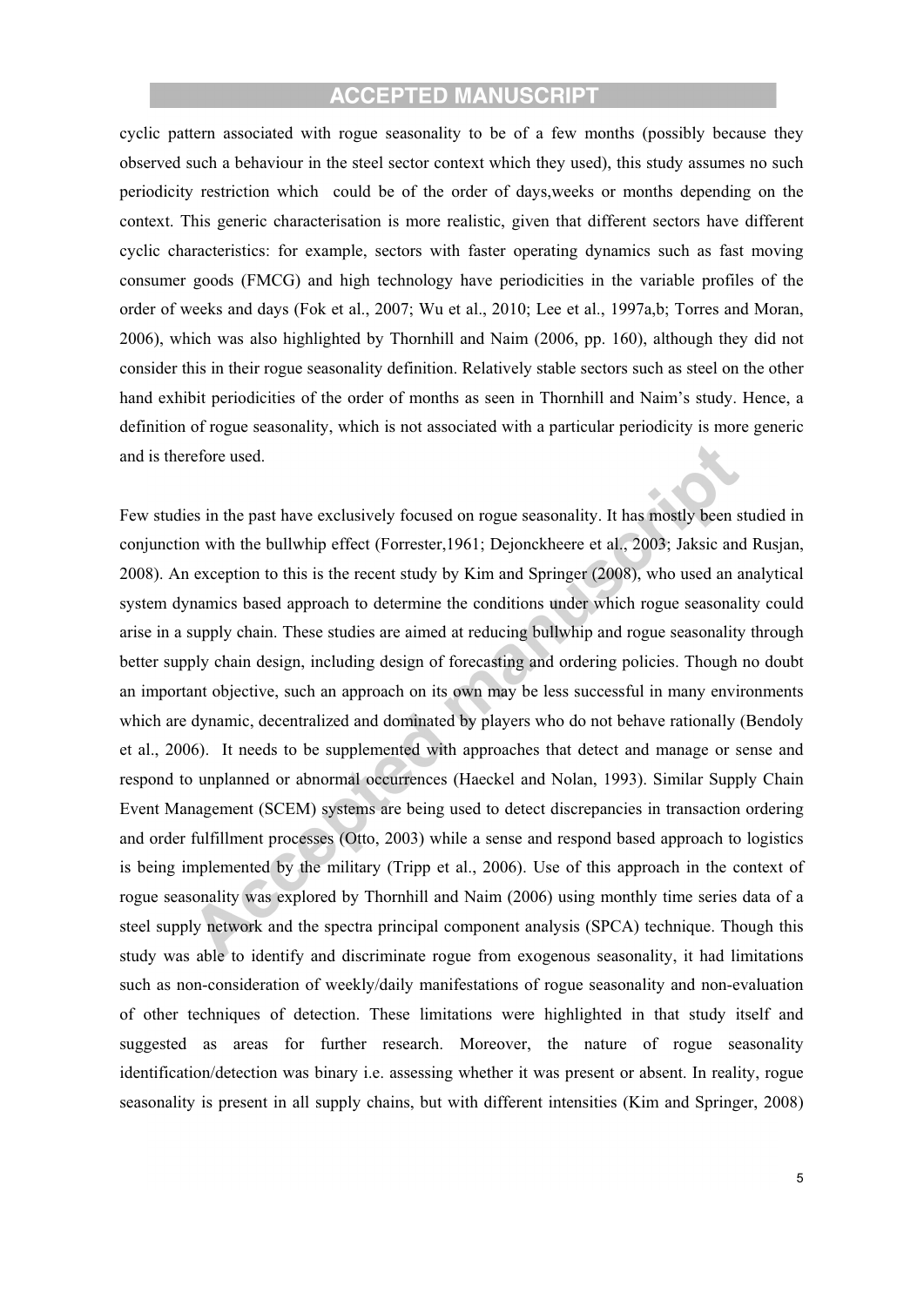cyclic pattern associated with rogue seasonality to be of a few months (possibly because they observed such a behaviour in the steel sector context which they used), this study assumes no such periodicity restriction which could be of the order of days,weeks or months depending on the context. This generic characterisation is more realistic, given that different sectors have different cyclic characteristics: for example, sectors with faster operating dynamics such as fast moving consumer goods (FMCG) and high technology have periodicities in the variable profiles of the order of weeks and days (Fok et al., 2007; Wu et al., 2010; Lee et al., 1997a,b; Torres and Moran, 2006), which was also highlighted by Thornhill and Naim (2006, pp. 160), although they did not consider this in their rogue seasonality definition. Relatively stable sectors such as steel on the other hand exhibit periodicities of the order of months as seen in Thornhill and Naim's study. Hence, a definition of rogue seasonality, which is not associated with a particular periodicity is more generic and is therefore used.

Few studies in the past have exclusively focused on rogue seasonality. It has mostly been studied in conjunction with the bullwhip effect (Forrester,1961; Dejonckheere et al., 2003; Jaksic and Rusjan, 2008). An exception to this is the recent study by Kim and Springer (2008), who used an analytical system dynamics based approach to determine the conditions under which rogue seasonality could arise in a supply chain. These studies are aimed at reducing bullwhip and rogue seasonality through better supply chain design, including design of forecasting and ordering policies. Though no doubt an important objective, such an approach on its own may be less successful in many environments which are dynamic, decentralized and dominated by players who do not behave rationally (Bendoly et al., 2006). It needs to be supplemented with approaches that detect and manage or sense and respond to unplanned or abnormal occurrences (Haeckel and Nolan, 1993). Similar Supply Chain Event Management (SCEM) systems are being used to detect discrepancies in transaction ordering and order fulfillment processes (Otto, 2003) while a sense and respond based approach to logistics is being implemented by the military (Tripp et al., 2006). Use of this approach in the context of rogue seasonality was explored by Thornhill and Naim (2006) using monthly time series data of a steel supply network and the spectra principal component analysis (SPCA) technique. Though this study was able to identify and discriminate rogue from exogenous seasonality, it had limitations such as non-consideration of weekly/daily manifestations of rogue seasonality and non-evaluation of other techniques of detection. These limitations were highlighted in that study itself and suggested as areas for further research. Moreover, the nature of rogue seasonality identification/detection was binary i.e. assessing whether it was present or absent. In reality, rogue seasonality is present in all supply chains, but with different intensities (Kim and Springer, 2008)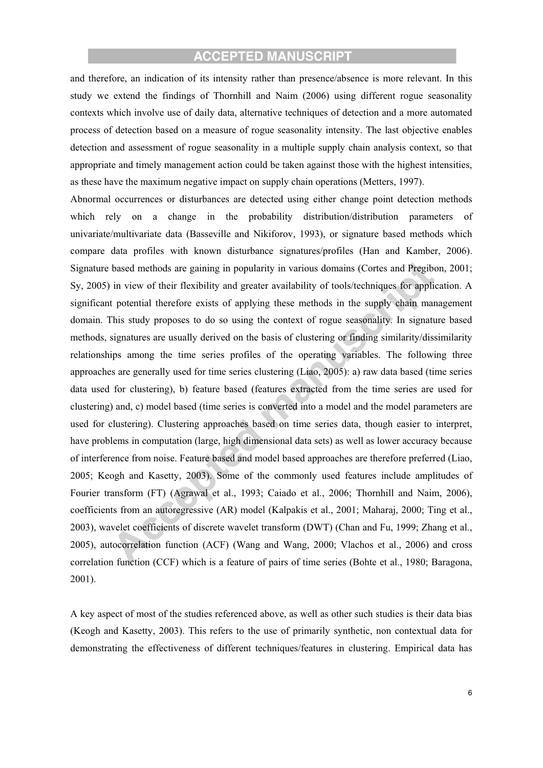and therefore, an indication of its intensity rather than presence/absence is more relevant. In this study we extend the findings of Thornhill and Naim (2006) using different rogue seasonality contexts which involve use of daily data, alternative techniques of detection and a more automated process of detection based on a measure of rogue seasonality intensity. The last objective enables detection and assessment of rogue seasonality in a multiple supply chain analysis context, so that appropriate and timely management action could be taken against those with the highest intensities, as these have the maximum negative impact on supply chain operations (Metters, 1997).

Abnormal occurrences or disturbances are detected using either change point detection methods which rely on a change in the probability distribution/distribution parameters of univariate/multivariate data (Basseville and Nikiforov, 1993), or signature based methods which compare data profiles with known disturbance signatures/profiles (Han and Kamber, 2006). Signature based methods are gaining in popularity in various domains (Cortes and Pregibon, 2001; Sy, 2005) in view of their flexibility and greater availability of tools/techniques for application. A significant potential therefore exists of applying these methods in the supply chain management domain. This study proposes to do so using the context of rogue seasonality. In signature based methods, signatures are usually derived on the basis of clustering or finding similarity/dissimilarity relationships among the time series profiles of the operating variables. The following three approaches are generally used for time series clustering (Liao, 2005): a) raw data based (time series data used for clustering), b) feature based (features extracted from the time series are used for clustering) and, c) model based (time series is converted into a model and the model parameters are used for clustering). Clustering approaches based on time series data, though easier to interpret, have problems in computation (large, high dimensional data sets) as well as lower accuracy because of interference from noise. Feature based and model based approaches are therefore preferred (Liao, 2005; Keogh and Kasetty, 2003). Some of the commonly used features include amplitudes of Fourier transform (FT) (Agrawal et al., 1993; Caiado et al., 2006; Thornhill and Naim, 2006), coefficients from an autoregressive (AR) model (Kalpakis et al., 2001; Maharaj, 2000; Ting et al., 2003), wavelet coefficients of discrete wavelet transform (DWT) (Chan and Fu, 1999; Zhang et al., 2005), autocorrelation function (ACF) (Wang and Wang, 2000; Vlachos et al., 2006) and cross correlation function (CCF) which is a feature of pairs of time series (Bohte et al., 1980; Baragona, 2001).

A key aspect of most of the studies referenced above, as well as other such studies is their data bias (Keogh and Kasetty, 2003). This refers to the use of primarily synthetic, non contextual data for demonstrating the effectiveness of different techniques/features in clustering. Empirical data has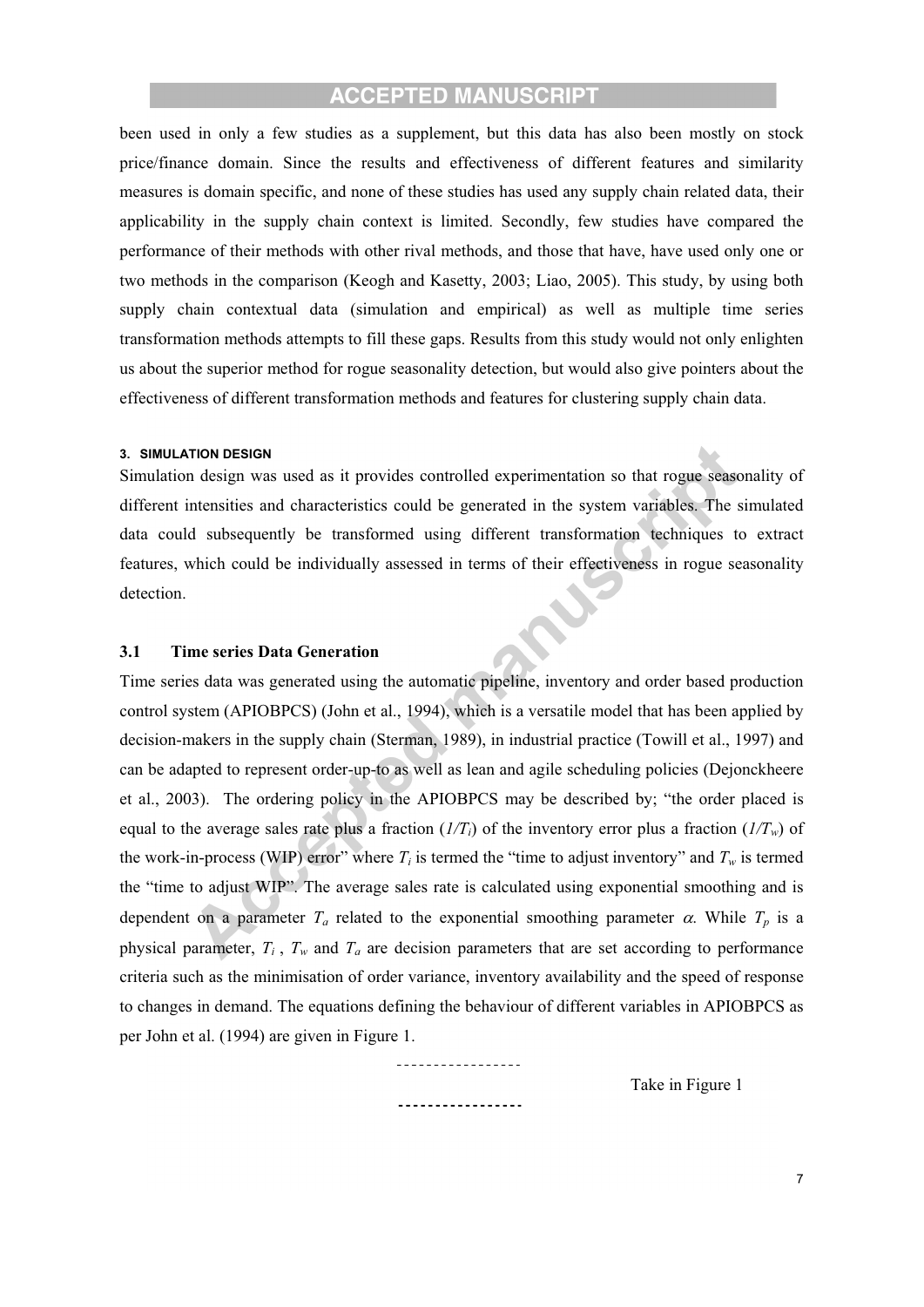been used in only a few studies as a supplement, but this data has also been mostly on stock price/finance domain. Since the results and effectiveness of different features and similarity measures is domain specific, and none of these studies has used any supply chain related data, their applicability in the supply chain context is limited. Secondly, few studies have compared the performance of their methods with other rival methods, and those that have, have used only one or two methods in the comparison (Keogh and Kasetty, 2003; Liao, 2005). This study, by using both supply chain contextual data (simulation and empirical) as well as multiple time series transformation methods attempts to fill these gaps. Results from this study would not only enlighten us about the superior method for rogue seasonality detection, but would also give pointers about the effectiveness of different transformation methods and features for clustering supply chain data.

## 3. SIMULATION DESIGN

Simulation design was used as it provides controlled experimentation so that rogue seasonality of different intensities and characteristics could be generated in the system variables. The simulated data could subsequently be transformed using different transformation techniques to extract features, which could be individually assessed in terms of their effectiveness in rogue seasonality detection.

### 3.1 Time series Data Generation

Time series data was generated using the automatic pipeline, inventory and order based production control system (APIOBPCS) (John et al., 1994), which is a versatile model that has been applied by decision-makers in the supply chain (Sterman, 1989), in industrial practice (Towill et al., 1997) and can be adapted to represent order-up-to as well as lean and agile scheduling policies (Dejonckheere et al., 2003). The ordering policy in the APIOBPCS may be described by; "the order placed is equal to the average sales rate plus a fraction ($1/T_i$) of the inventory error plus a fraction ($1/T_w$) of the work-in-process (WIP) error" where $T_i$ is termed the "time to adjust inventory" and $T_w$ is termed the "time to adjust WIP". The average sales rate is calculated using exponential smoothing and is dependent on a parameter $T_a$ related to the exponential smoothing parameter $\alpha$. While $T_p$ is a physical parameter, $T_i$ , $T_w$ and $T_a$ are decision parameters that are set according to performance criteria such as the minimisation of order variance, inventory availability and the speed of response to changes in demand. The equations defining the behaviour of different variables in APIOBPCS as per John et al. (1994) are given in Figure 1.

-----------------

Take in Figure 1

-----------------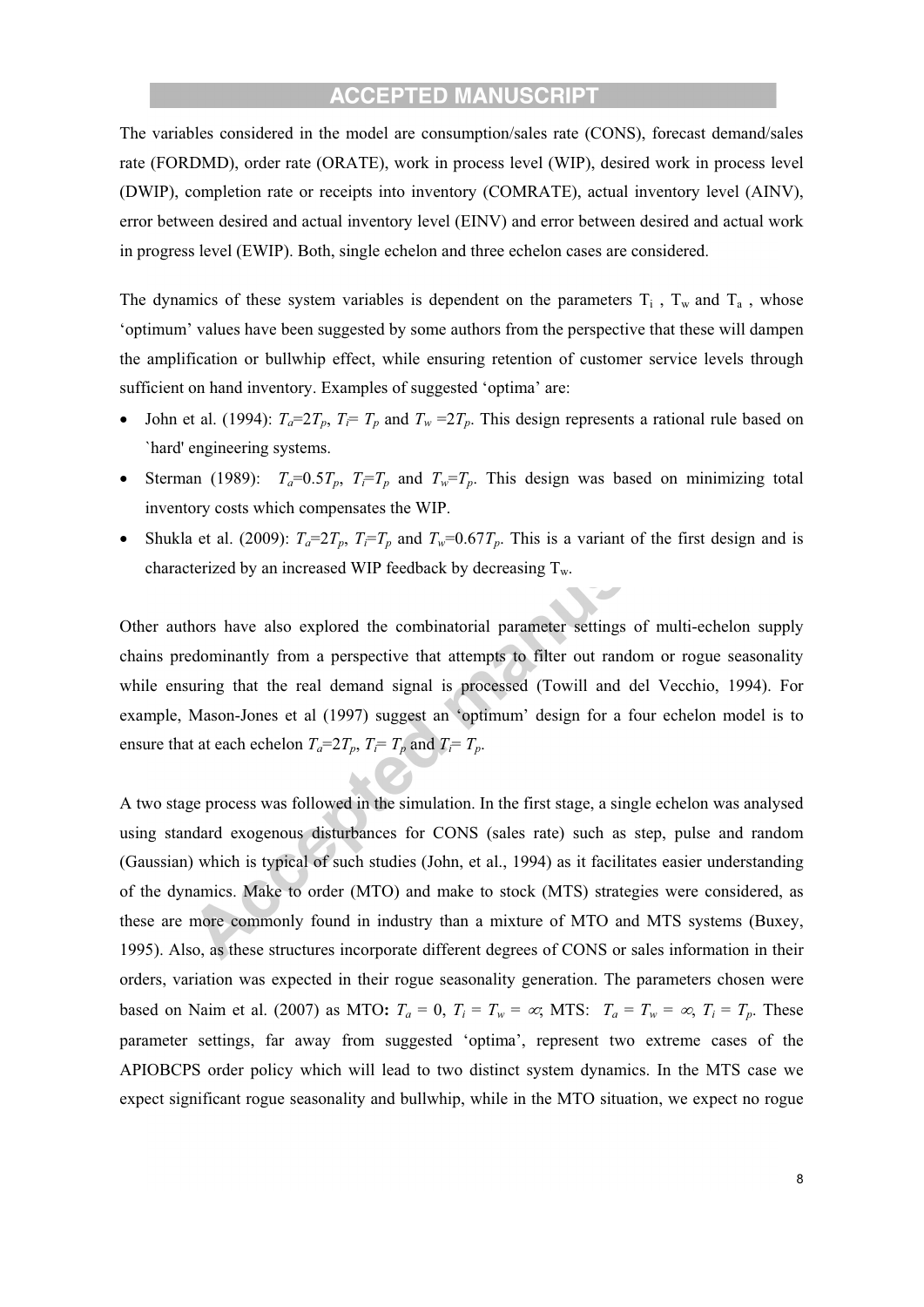The variables considered in the model are consumption/sales rate (CONS), forecast demand/sales rate (FORDMD), order rate (ORATE), work in process level (WIP), desired work in process level (DWIP), completion rate or receipts into inventory (COMRATE), actual inventory level (AINV), error between desired and actual inventory level (EINV) and error between desired and actual work in progress level (EWIP). Both, single echelon and three echelon cases are considered.

The dynamics of these system variables is dependent on the parameters $T_i$ , $T_w$ and $T_a$ , whose 'optimum' values have been suggested by some authors from the perspective that these will dampen the amplification or bullwhip effect, while ensuring retention of customer service levels through sufficient on hand inventory. Examples of suggested 'optima' are:

- John et al. (1994): $T_a$=2$T_p$, $T_i$= $T_p$ and $T_w$ =2$T_p$. This design represents a rational rule based on `hard' engineering systems.
- Sterman (1989): $T_a$=0.5$T_p$, $T_i$=$T_p$ and $T_w$=$T_p$. This design was based on minimizing total inventory costs which compensates the WIP.
- Shukla et al. (2009): $T_a$=2$T_p$, $T_i$=$T_p$ and $T_w$=0.67$T_p$. This is a variant of the first design and is characterized by an increased WIP feedback by decreasing $T_w$.

Other authors have also explored the combinatorial parameter settings of multi-echelon supply chains predominantly from a perspective that attempts to filter out random or rogue seasonality while ensuring that the real demand signal is processed (Towill and del Vecchio, 1994). For example, Mason-Jones et al (1997) suggest an 'optimum' design for a four echelon model is to ensure that at each echelon $T_a$=2$T_p$, $T_i$= $T_p$ and $T_i$= $T_p$.

A two stage process was followed in the simulation. In the first stage, a single echelon was analysed using standard exogenous disturbances for CONS (sales rate) such as step, pulse and random (Gaussian) which is typical of such studies (John, et al., 1994) as it facilitates easier understanding of the dynamics. Make to order (MTO) and make to stock (MTS) strategies were considered, as these are more commonly found in industry than a mixture of MTO and MTS systems (Buxey, 1995). Also, as these structures incorporate different degrees of CONS or sales information in their orders, variation was expected in their rogue seasonality generation. The parameters chosen were based on Naim et al. (2007) as MTO**:** $T_a$ = 0, $T_i$ = $T_w$ = $\infty$; MTS: $T_a$ = $T_w$ = $\infty$, $T_i$ = $T_p$. These parameter settings, far away from suggested 'optima', represent two extreme cases of the APIOBCPS order policy which will lead to two distinct system dynamics. In the MTS case we expect significant rogue seasonality and bullwhip, while in the MTO situation, we expect no rogue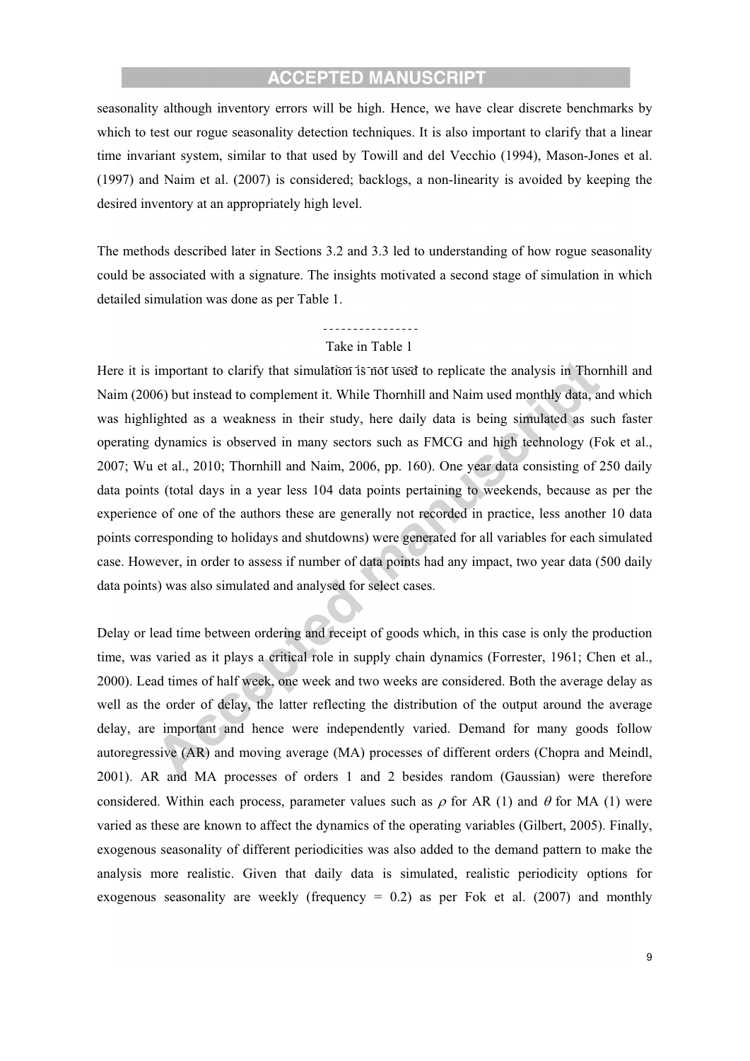seasonality although inventory errors will be high. Hence, we have clear discrete benchmarks by which to test our rogue seasonality detection techniques. It is also important to clarify that a linear time invariant system, similar to that used by Towill and del Vecchio (1994), Mason-Jones et al. (1997) and Naim et al. (2007) is considered; backlogs, a non-linearity is avoided by keeping the desired inventory at an appropriately high level.

The methods described later in Sections 3.2 and 3.3 led to understanding of how rogue seasonality could be associated with a signature. The insights motivated a second stage of simulation in which detailed simulation was done as per Table 1.

----------------

Take in Table 1

Here it is important to clarify that simulation is not used to replicate the analysis in Thornhill and Naim (2006) but instead to complement it. While Thornhill and Naim used monthly data, and which was highlighted as a weakness in their study, here daily data is being simulated as such faster operating dynamics is observed in many sectors such as FMCG and high technology (Fok et al., 2007; Wu et al., 2010; Thornhill and Naim, 2006, pp. 160). One year data consisting of 250 daily data points (total days in a year less 104 data points pertaining to weekends, because as per the experience of one of the authors these are generally not recorded in practice, less another 10 data points corresponding to holidays and shutdowns) were generated for all variables for each simulated case. However, in order to assess if number of data points had any impact, two year data (500 daily data points) was also simulated and analysed for select cases.

Delay or lead time between ordering and receipt of goods which, in this case is only the production time, was varied as it plays a critical role in supply chain dynamics (Forrester, 1961; Chen et al., 2000). Lead times of half week, one week and two weeks are considered. Both the average delay as well as the order of delay, the latter reflecting the distribution of the output around the average delay, are important and hence were independently varied. Demand for many goods follow autoregressive (AR) and moving average (MA) processes of different orders (Chopra and Meindl, 2001). AR and MA processes of orders 1 and 2 besides random (Gaussian) were therefore considered. Within each process, parameter values such as $\rho$ for AR (1) and $\theta$ for MA (1) were varied as these are known to affect the dynamics of the operating variables (Gilbert, 2005). Finally, exogenous seasonality of different periodicities was also added to the demand pattern to make the analysis more realistic. Given that daily data is simulated, realistic periodicity options for exogenous seasonality are weekly (frequency = 0.2) as per Fok et al. (2007) and monthly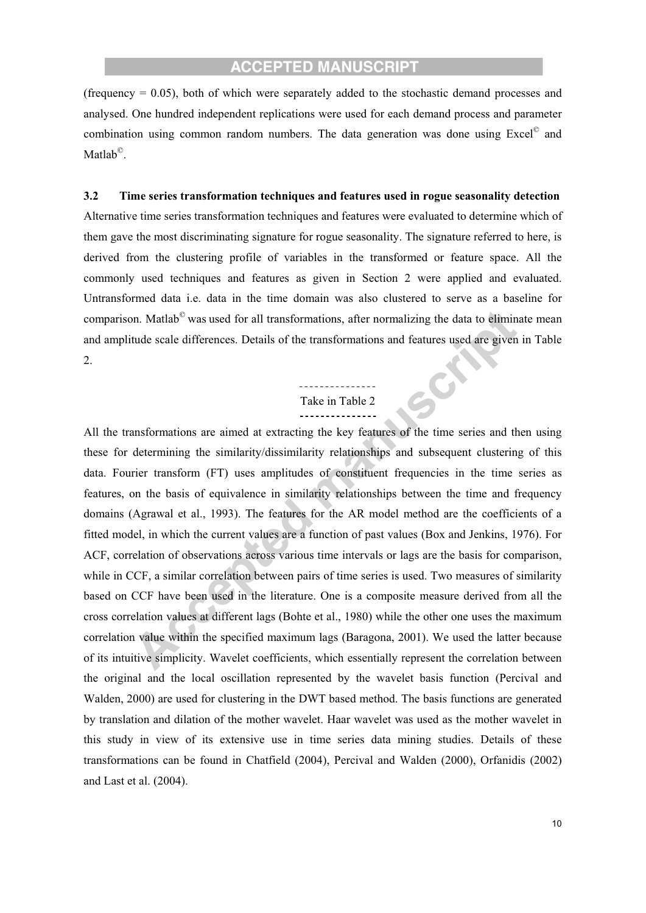(frequency = 0.05), both of which were separately added to the stochastic demand processes and analysed. One hundred independent replications were used for each demand process and parameter combination using common random numbers. The data generation was done using Excel© and Matlab©.

### 3.2 Time series transformation techniques and features used in rogue seasonality detection

Alternative time series transformation techniques and features were evaluated to determine which of them gave the most discriminating signature for rogue seasonality. The signature referred to here, is derived from the clustering profile of variables in the transformed or feature space. All the commonly used techniques and features as given in Section 2 were applied and evaluated. Untransformed data i.e. data in the time domain was also clustered to serve as a baseline for comparison. Matlab© was used for all transformations, after normalizing the data to eliminate mean and amplitude scale differences. Details of the transformations and features used are given in Table 2.

---------------
Take in Table 2
---------------

All the transformations are aimed at extracting the key features of the time series and then using these for determining the similarity/dissimilarity relationships and subsequent clustering of this data. Fourier transform (FT) uses amplitudes of constituent frequencies in the time series as features, on the basis of equivalence in similarity relationships between the time and frequency domains (Agrawal et al., 1993). The features for the AR model method are the coefficients of a fitted model, in which the current values are a function of past values (Box and Jenkins, 1976). For ACF, correlation of observations across various time intervals or lags are the basis for comparison, while in CCF, a similar correlation between pairs of time series is used. Two measures of similarity based on CCF have been used in the literature. One is a composite measure derived from all the cross correlation values at different lags (Bohte et al., 1980) while the other one uses the maximum correlation value within the specified maximum lags (Baragona, 2001). We used the latter because of its intuitive simplicity. Wavelet coefficients, which essentially represent the correlation between the original and the local oscillation represented by the wavelet basis function (Percival and Walden, 2000) are used for clustering in the DWT based method. The basis functions are generated by translation and dilation of the mother wavelet. Haar wavelet was used as the mother wavelet in this study in view of its extensive use in time series data mining studies. Details of these transformations can be found in Chatfield (2004), Percival and Walden (2000), Orfanidis (2002) and Last et al. (2004).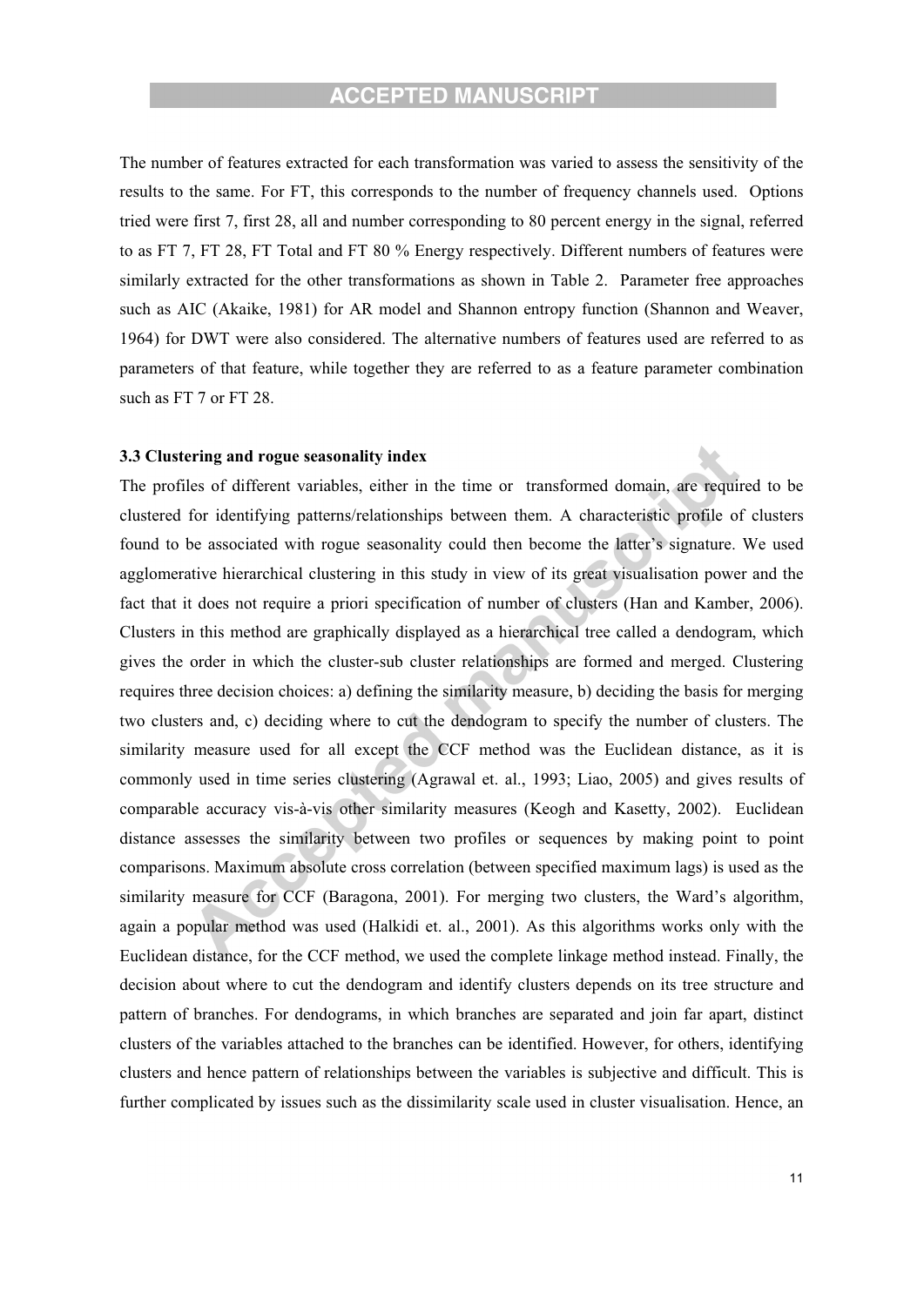The number of features extracted for each transformation was varied to assess the sensitivity of the results to the same. For FT, this corresponds to the number of frequency channels used. Options tried were first 7, first 28, all and number corresponding to 80 percent energy in the signal, referred to as FT 7, FT 28, FT Total and FT 80 % Energy respectively. Different numbers of features were similarly extracted for the other transformations as shown in Table 2. Parameter free approaches such as AIC (Akaike, 1981) for AR model and Shannon entropy function (Shannon and Weaver, 1964) for DWT were also considered. The alternative numbers of features used are referred to as parameters of that feature, while together they are referred to as a feature parameter combination such as FT 7 or FT 28.

### 3.3 Clustering and rogue seasonality index

The profiles of different variables, either in the time or transformed domain, are required to be clustered for identifying patterns/relationships between them. A characteristic profile of clusters found to be associated with rogue seasonality could then become the latter's signature. We used agglomerative hierarchical clustering in this study in view of its great visualisation power and the fact that it does not require a priori specification of number of clusters (Han and Kamber, 2006). Clusters in this method are graphically displayed as a hierarchical tree called a dendogram, which gives the order in which the cluster-sub cluster relationships are formed and merged. Clustering requires three decision choices: a) defining the similarity measure, b) deciding the basis for merging two clusters and, c) deciding where to cut the dendogram to specify the number of clusters. The similarity measure used for all except the CCF method was the Euclidean distance, as it is commonly used in time series clustering (Agrawal et. al., 1993; Liao, 2005) and gives results of comparable accuracy vis-à-vis other similarity measures (Keogh and Kasetty, 2002). Euclidean distance assesses the similarity between two profiles or sequences by making point to point comparisons. Maximum absolute cross correlation (between specified maximum lags) is used as the similarity measure for CCF (Baragona, 2001). For merging two clusters, the Ward's algorithm, again a popular method was used (Halkidi et. al., 2001). As this algorithms works only with the Euclidean distance, for the CCF method, we used the complete linkage method instead. Finally, the decision about where to cut the dendogram and identify clusters depends on its tree structure and pattern of branches. For dendograms, in which branches are separated and join far apart, distinct clusters of the variables attached to the branches can be identified. However, for others, identifying clusters and hence pattern of relationships between the variables is subjective and difficult. This is further complicated by issues such as the dissimilarity scale used in cluster visualisation. Hence, an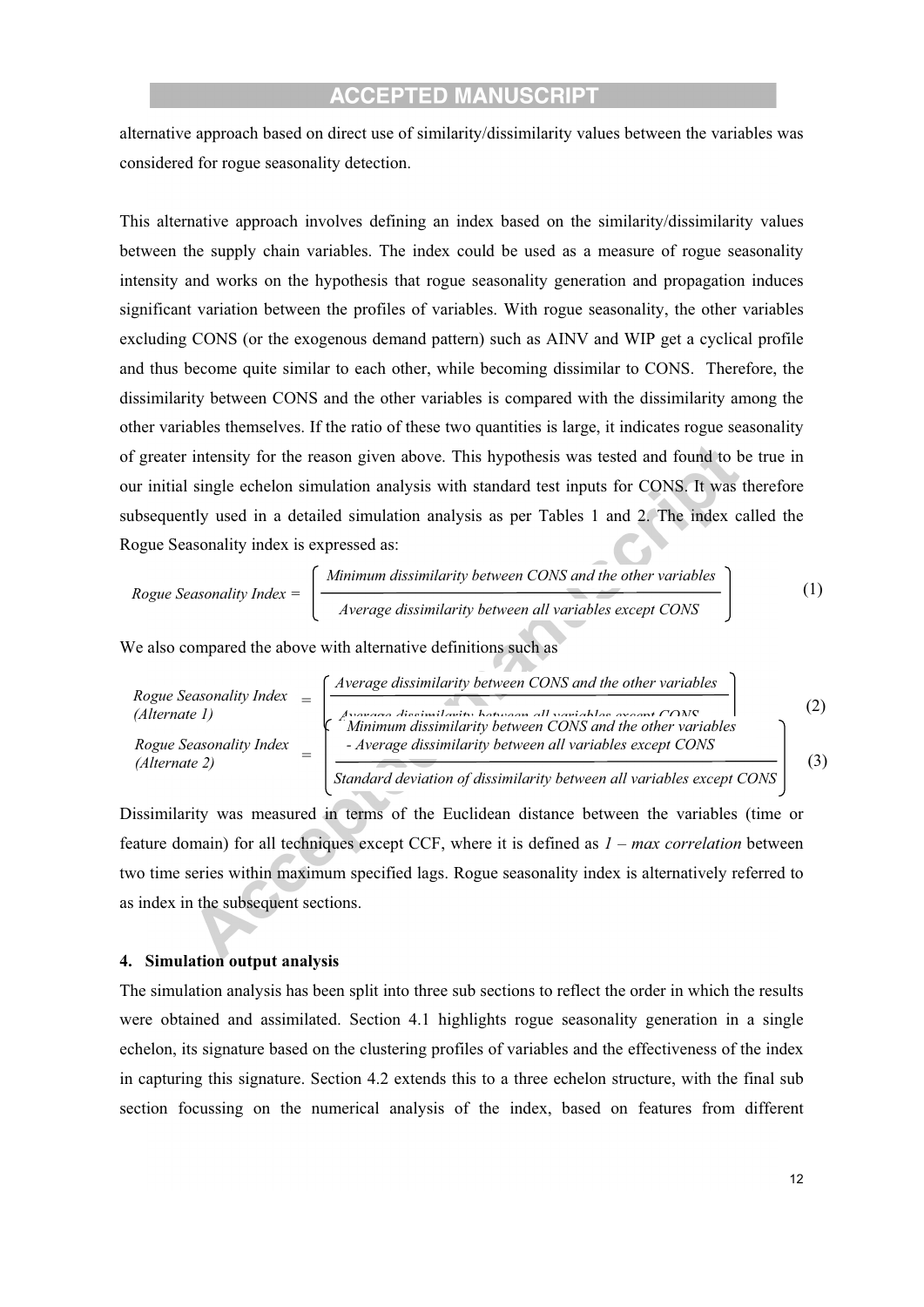alternative approach based on direct use of similarity/dissimilarity values between the variables was considered for rogue seasonality detection.

This alternative approach involves defining an index based on the similarity/dissimilarity values between the supply chain variables. The index could be used as a measure of rogue seasonality intensity and works on the hypothesis that rogue seasonality generation and propagation induces significant variation between the profiles of variables. With rogue seasonality, the other variables excluding CONS (or the exogenous demand pattern) such as AINV and WIP get a cyclical profile and thus become quite similar to each other, while becoming dissimilar to CONS. Therefore, the dissimilarity between CONS and the other variables is compared with the dissimilarity among the other variables themselves. If the ratio of these two quantities is large, it indicates rogue seasonality of greater intensity for the reason given above. This hypothesis was tested and found to be true in our initial single echelon simulation analysis with standard test inputs for CONS. It was therefore subsequently used in a detailed simulation analysis as per Tables 1 and 2. The index called the Rogue Seasonality index is expressed as:

$$\text{Rogue Seasonality Index} = \left\{ \frac{\text{Minimum dissimilarity between CONS and the other variables}}{\text{Average dissimilarity between all variables except CONS}} \right\} \quad (1)$$

We also compared the above with alternative definitions such as

$$\text{Rogue Seasonality Index (Alternate 1)} = \left\{ \frac{\text{Average dissimilarity between CONS and the other variables}}{\text{Average dissimilarity between all variables except CONS}} \right\} \quad (2)$$

$$\text{Rogue Seasonality Index (Alternate 2)} = \left\{ \frac{\text{Minimum dissimilarity between CONS and the other variables} - \text{Average dissimilarity between all variables except CONS}}{\text{Standard deviation of dissimilarity between all variables except CONS}} \right\} \quad (3)$$

Dissimilarity was measured in terms of the Euclidean distance between the variables (time or feature domain) for all techniques except CCF, where it is defined as *1 – max correlation* between two time series within maximum specified lags. Rogue seasonality index is alternatively referred to as index in the subsequent sections.

## 4. Simulation output analysis

The simulation analysis has been split into three sub sections to reflect the order in which the results were obtained and assimilated. Section 4.1 highlights rogue seasonality generation in a single echelon, its signature based on the clustering profiles of variables and the effectiveness of the index in capturing this signature. Section 4.2 extends this to a three echelon structure, with the final sub section focussing on the numerical analysis of the index, based on features from different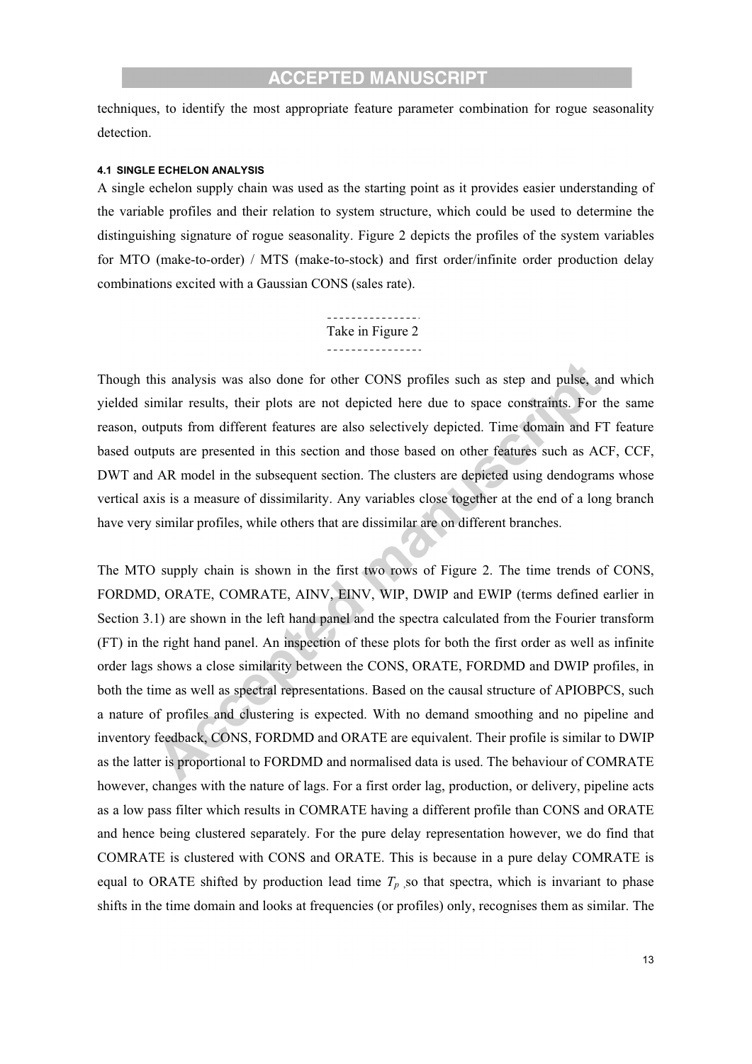techniques, to identify the most appropriate feature parameter combination for rogue seasonality detection.

#### 4.1 SINGLE ECHELON ANALYSIS

A single echelon supply chain was used as the starting point as it provides easier understanding of the variable profiles and their relation to system structure, which could be used to determine the distinguishing signature of rogue seasonality. Figure 2 depicts the profiles of the system variables for MTO (make-to-order) / MTS (make-to-stock) and first order/infinite order production delay combinations excited with a Gaussian CONS (sales rate).

----------------

Take in Figure 2

----------------

Though this analysis was also done for other CONS profiles such as step and pulse, and which yielded similar results, their plots are not depicted here due to space constraints. For the same reason, outputs from different features are also selectively depicted. Time domain and FT feature based outputs are presented in this section and those based on other features such as ACF, CCF, DWT and AR model in the subsequent section. The clusters are depicted using dendograms whose vertical axis is a measure of dissimilarity. Any variables close together at the end of a long branch have very similar profiles, while others that are dissimilar are on different branches.

The MTO supply chain is shown in the first two rows of Figure 2. The time trends of CONS, FORDMD, ORATE, COMRATE, AINV, EINV, WIP, DWIP and EWIP (terms defined earlier in Section 3.1) are shown in the left hand panel and the spectra calculated from the Fourier transform (FT) in the right hand panel. An inspection of these plots for both the first order as well as infinite order lags shows a close similarity between the CONS, ORATE, FORDMD and DWIP profiles, in both the time as well as spectral representations. Based on the causal structure of APIOBPCS, such a nature of profiles and clustering is expected. With no demand smoothing and no pipeline and inventory feedback, CONS, FORDMD and ORATE are equivalent. Their profile is similar to DWIP as the latter is proportional to FORDMD and normalised data is used. The behaviour of COMRATE however, changes with the nature of lags. For a first order lag, production, or delivery, pipeline acts as a low pass filter which results in COMRATE having a different profile than CONS and ORATE and hence being clustered separately. For the pure delay representation however, we do find that COMRATE is clustered with CONS and ORATE. This is because in a pure delay COMRATE is equal to ORATE shifted by production lead time $T_p$ , so that spectra, which is invariant to phase shifts in the time domain and looks at frequencies (or profiles) only, recognises them as similar. The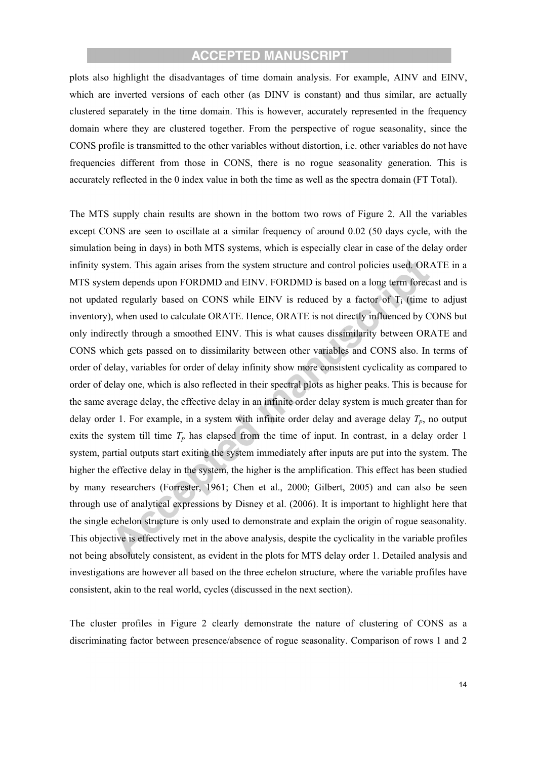plots also highlight the disadvantages of time domain analysis. For example, AINV and EINV, which are inverted versions of each other (as DINV is constant) and thus similar, are actually clustered separately in the time domain. This is however, accurately represented in the frequency domain where they are clustered together. From the perspective of rogue seasonality, since the CONS profile is transmitted to the other variables without distortion, i.e. other variables do not have frequencies different from those in CONS, there is no rogue seasonality generation. This is accurately reflected in the 0 index value in both the time as well as the spectra domain (FT Total).

The MTS supply chain results are shown in the bottom two rows of Figure 2. All the variables except CONS are seen to oscillate at a similar frequency of around 0.02 (50 days cycle, with the simulation being in days) in both MTS systems, which is especially clear in case of the delay order infinity system. This again arises from the system structure and control policies used. ORATE in a MTS system depends upon FORDMD and EINV. FORDMD is based on a long term forecast and is not updated regularly based on CONS while EINV is reduced by a factor of $T_i$ (time to adjust inventory), when used to calculate ORATE. Hence, ORATE is not directly influenced by CONS but only indirectly through a smoothed EINV. This is what causes dissimilarity between ORATE and CONS which gets passed on to dissimilarity between other variables and CONS also. In terms of order of delay, variables for order of delay infinity show more consistent cyclicality as compared to order of delay one, which is also reflected in their spectral plots as higher peaks. This is because for the same average delay, the effective delay in an infinite order delay system is much greater than for delay order 1. For example, in a system with infinite order delay and average delay $T_p$, no output exits the system till time $T_p$ has elapsed from the time of input. In contrast, in a delay order 1 system, partial outputs start exiting the system immediately after inputs are put into the system. The higher the effective delay in the system, the higher is the amplification. This effect has been studied by many researchers (Forrester, 1961; Chen et al., 2000; Gilbert, 2005) and can also be seen through use of analytical expressions by Disney et al. (2006). It is important to highlight here that the single echelon structure is only used to demonstrate and explain the origin of rogue seasonality. This objective is effectively met in the above analysis, despite the cyclicality in the variable profiles not being absolutely consistent, as evident in the plots for MTS delay order 1. Detailed analysis and investigations are however all based on the three echelon structure, where the variable profiles have consistent, akin to the real world, cycles (discussed in the next section).

The cluster profiles in Figure 2 clearly demonstrate the nature of clustering of CONS as a discriminating factor between presence/absence of rogue seasonality. Comparison of rows 1 and 2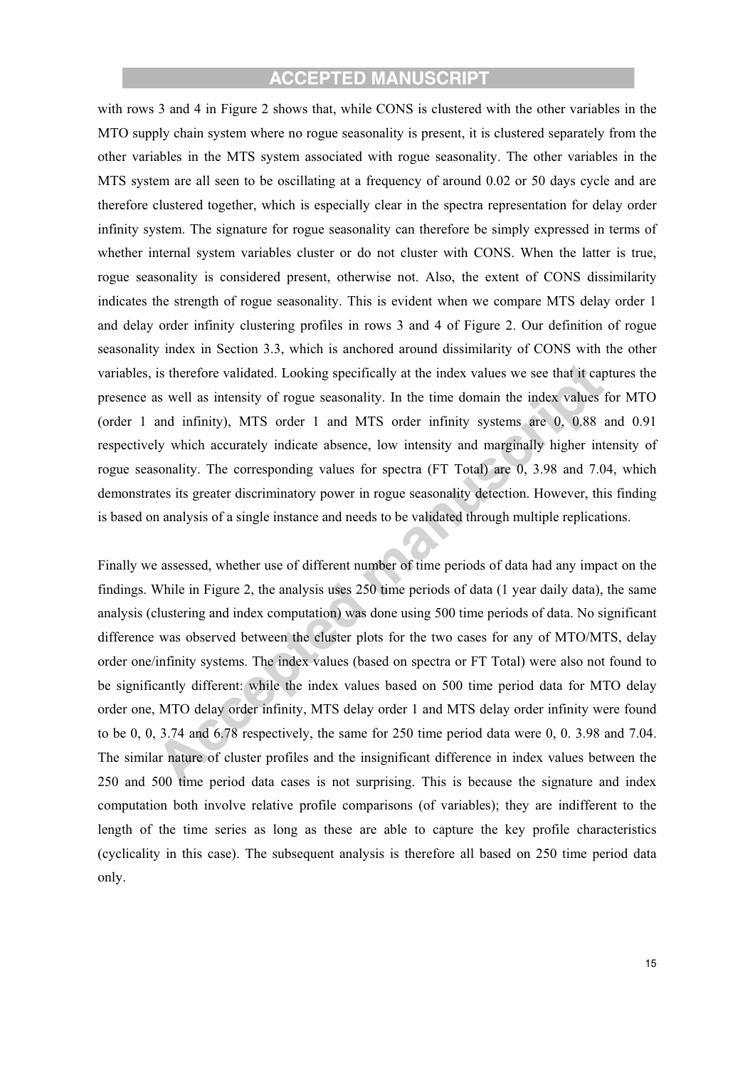with rows 3 and 4 in Figure 2 shows that, while CONS is clustered with the other variables in the MTO supply chain system where no rogue seasonality is present, it is clustered separately from the other variables in the MTS system associated with rogue seasonality. The other variables in the MTS system are all seen to be oscillating at a frequency of around 0.02 or 50 days cycle and are therefore clustered together, which is especially clear in the spectra representation for delay order infinity system. The signature for rogue seasonality can therefore be simply expressed in terms of whether internal system variables cluster or do not cluster with CONS. When the latter is true, rogue seasonality is considered present, otherwise not. Also, the extent of CONS dissimilarity indicates the strength of rogue seasonality. This is evident when we compare MTS delay order 1 and delay order infinity clustering profiles in rows 3 and 4 of Figure 2. Our definition of rogue seasonality index in Section 3.3, which is anchored around dissimilarity of CONS with the other variables, is therefore validated. Looking specifically at the index values we see that it captures the presence as well as intensity of rogue seasonality. In the time domain the index values for MTO (order 1 and infinity), MTS order 1 and MTS order infinity systems are 0, 0.88 and 0.91 respectively which accurately indicate absence, low intensity and marginally higher intensity of rogue seasonality. The corresponding values for spectra (FT Total) are 0, 3.98 and 7.04, which demonstrates its greater discriminatory power in rogue seasonality detection. However, this finding is based on analysis of a single instance and needs to be validated through multiple replications.

Finally we assessed, whether use of different number of time periods of data had any impact on the findings. While in Figure 2, the analysis uses 250 time periods of data (1 year daily data), the same analysis (clustering and index computation) was done using 500 time periods of data. No significant difference was observed between the cluster plots for the two cases for any of MTO/MTS, delay order one/infinity systems. The index values (based on spectra or FT Total) were also not found to be significantly different: while the index values based on 500 time period data for MTO delay order one, MTO delay order infinity, MTS delay order 1 and MTS delay order infinity were found to be 0, 0, 3.74 and 6.78 respectively, the same for 250 time period data were 0, 0. 3.98 and 7.04. The similar nature of cluster profiles and the insignificant difference in index values between the 250 and 500 time period data cases is not surprising. This is because the signature and index computation both involve relative profile comparisons (of variables); they are indifferent to the length of the time series as long as these are able to capture the key profile characteristics (cyclicality in this case). The subsequent analysis is therefore all based on 250 time period data only.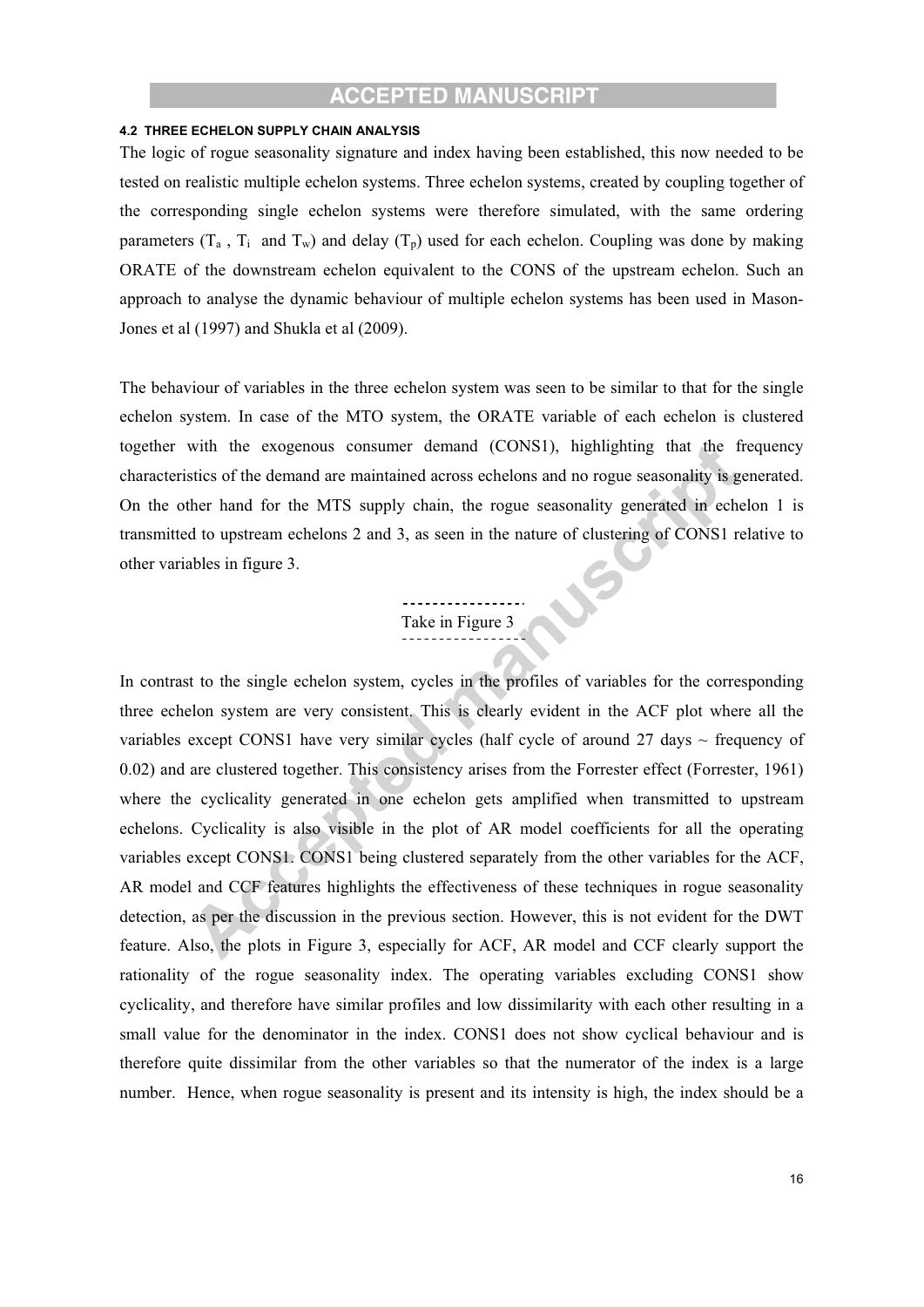#### 4.2 THREE ECHELON SUPPLY CHAIN ANALYSIS

The logic of rogue seasonality signature and index having been established, this now needed to be tested on realistic multiple echelon systems. Three echelon systems, created by coupling together of the corresponding single echelon systems were therefore simulated, with the same ordering parameters ($T_a$ , $T_i$ and $T_w$) and delay ($T_p$) used for each echelon. Coupling was done by making ORATE of the downstream echelon equivalent to the CONS of the upstream echelon. Such an approach to analyse the dynamic behaviour of multiple echelon systems has been used in Mason-Jones et al (1997) and Shukla et al (2009).

The behaviour of variables in the three echelon system was seen to be similar to that for the single echelon system. In case of the MTO system, the ORATE variable of each echelon is clustered together with the exogenous consumer demand (CONS1), highlighting that the frequency characteristics of the demand are maintained across echelons and no rogue seasonality is generated. On the other hand for the MTS supply chain, the rogue seasonality generated in echelon 1 is transmitted to upstream echelons 2 and 3, as seen in the nature of clustering of CONS1 relative to other variables in figure 3.

Take in Figure 3

In contrast to the single echelon system, cycles in the profiles of variables for the corresponding three echelon system are very consistent. This is clearly evident in the ACF plot where all the variables except CONS1 have very similar cycles (half cycle of around 27 days ~ frequency of 0.02) and are clustered together. This consistency arises from the Forrester effect (Forrester, 1961) where the cyclicality generated in one echelon gets amplified when transmitted to upstream echelons. Cyclicality is also visible in the plot of AR model coefficients for all the operating variables except CONS1. CONS1 being clustered separately from the other variables for the ACF, AR model and CCF features highlights the effectiveness of these techniques in rogue seasonality detection, as per the discussion in the previous section. However, this is not evident for the DWT feature. Also, the plots in Figure 3, especially for ACF, AR model and CCF clearly support the rationality of the rogue seasonality index. The operating variables excluding CONS1 show cyclicality, and therefore have similar profiles and low dissimilarity with each other resulting in a small value for the denominator in the index. CONS1 does not show cyclical behaviour and is therefore quite dissimilar from the other variables so that the numerator of the index is a large number. Hence, when rogue seasonality is present and its intensity is high, the index should be a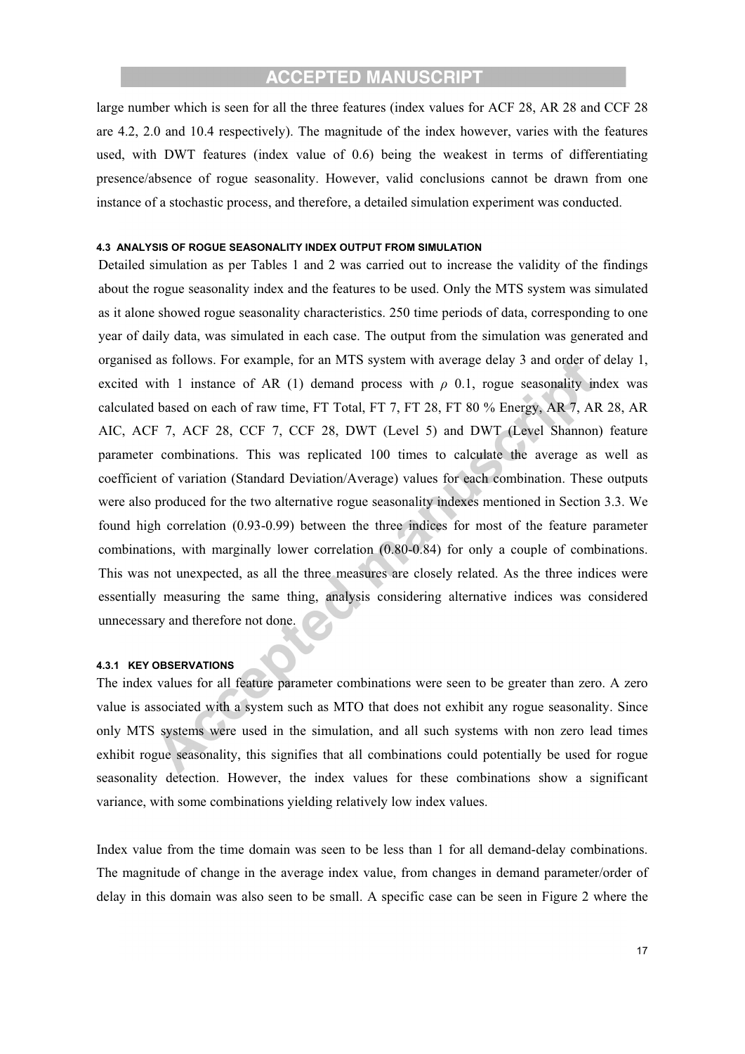large number which is seen for all the three features (index values for ACF 28, AR 28 and CCF 28 are 4.2, 2.0 and 10.4 respectively). The magnitude of the index however, varies with the features used, with DWT features (index value of 0.6) being the weakest in terms of differentiating presence/absence of rogue seasonality. However, valid conclusions cannot be drawn from one instance of a stochastic process, and therefore, a detailed simulation experiment was conducted.

#### 4.3 ANALYSIS OF ROGUE SEASONALITY INDEX OUTPUT FROM SIMULATION

Detailed simulation as per Tables 1 and 2 was carried out to increase the validity of the findings about the rogue seasonality index and the features to be used. Only the MTS system was simulated as it alone showed rogue seasonality characteristics. 250 time periods of data, corresponding to one year of daily data, was simulated in each case. The output from the simulation was generated and organised as follows. For example, for an MTS system with average delay 3 and order of delay 1, excited with 1 instance of AR (1) demand process with $\rho$ 0.1, rogue seasonality index was calculated based on each of raw time, FT Total, FT 7, FT 28, FT 80 % Energy, AR 7, AR 28, AR AIC, ACF 7, ACF 28, CCF 7, CCF 28, DWT (Level 5) and DWT (Level Shannon) feature parameter combinations. This was replicated 100 times to calculate the average as well as coefficient of variation (Standard Deviation/Average) values for each combination. These outputs were also produced for the two alternative rogue seasonality indexes mentioned in Section 3.3. We found high correlation (0.93-0.99) between the three indices for most of the feature parameter combinations, with marginally lower correlation (0.80-0.84) for only a couple of combinations. This was not unexpected, as all the three measures are closely related. As the three indices were essentially measuring the same thing, analysis considering alternative indices was considered unnecessary and therefore not done.

##### 4.3.1 KEY OBSERVATIONS

The index values for all feature parameter combinations were seen to be greater than zero. A zero value is associated with a system such as MTO that does not exhibit any rogue seasonality. Since only MTS systems were used in the simulation, and all such systems with non zero lead times exhibit rogue seasonality, this signifies that all combinations could potentially be used for rogue seasonality detection. However, the index values for these combinations show a significant variance, with some combinations yielding relatively low index values.

Index value from the time domain was seen to be less than 1 for all demand-delay combinations. The magnitude of change in the average index value, from changes in demand parameter/order of delay in this domain was also seen to be small. A specific case can be seen in Figure 2 where the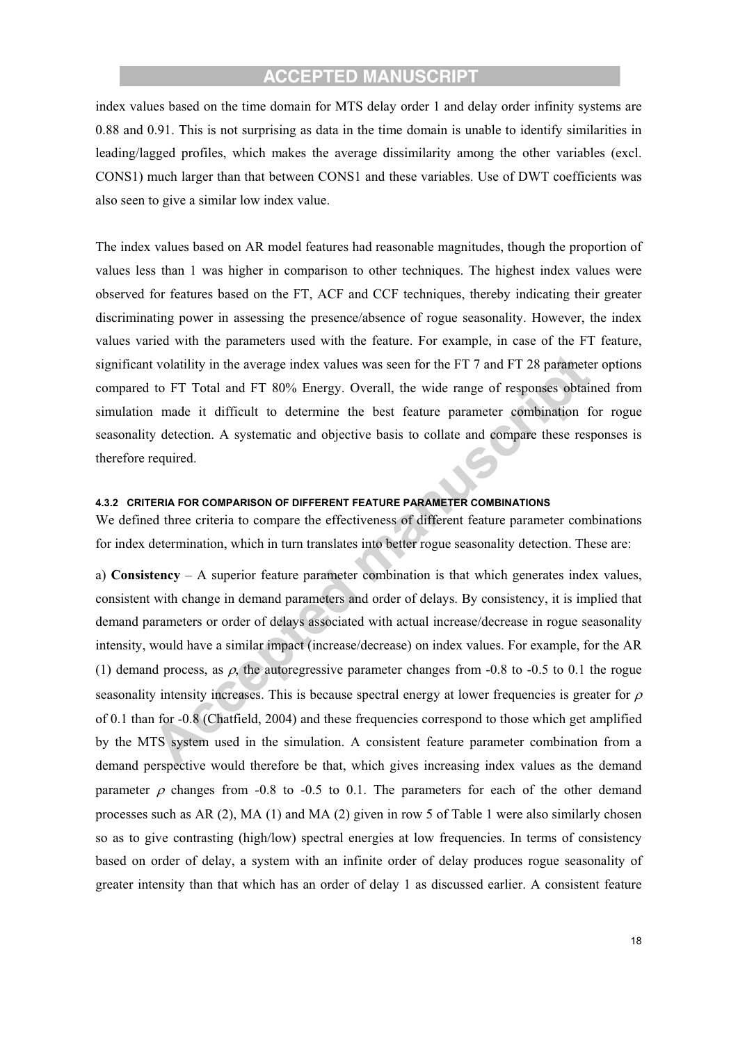index values based on the time domain for MTS delay order 1 and delay order infinity systems are 0.88 and 0.91. This is not surprising as data in the time domain is unable to identify similarities in leading/lagged profiles, which makes the average dissimilarity among the other variables (excl. CONS1) much larger than that between CONS1 and these variables. Use of DWT coefficients was also seen to give a similar low index value.

The index values based on AR model features had reasonable magnitudes, though the proportion of values less than 1 was higher in comparison to other techniques. The highest index values were observed for features based on the FT, ACF and CCF techniques, thereby indicating their greater discriminating power in assessing the presence/absence of rogue seasonality. However, the index values varied with the parameters used with the feature. For example, in case of the FT feature, significant volatility in the average index values was seen for the FT 7 and FT 28 parameter options compared to FT Total and FT 80% Energy. Overall, the wide range of responses obtained from simulation made it difficult to determine the best feature parameter combination for rogue seasonality detection. A systematic and objective basis to collate and compare these responses is therefore required.

#### 4.3.2 CRITERIA FOR COMPARISON OF DIFFERENT FEATURE PARAMETER COMBINATIONS

We defined three criteria to compare the effectiveness of different feature parameter combinations for index determination, which in turn translates into better rogue seasonality detection. These are:

a) **Consistency** – A superior feature parameter combination is that which generates index values, consistent with change in demand parameters and order of delays. By consistency, it is implied that demand parameters or order of delays associated with actual increase/decrease in rogue seasonality intensity, would have a similar impact (increase/decrease) on index values. For example, for the AR (1) demand process, as $\rho$, the autoregressive parameter changes from -0.8 to -0.5 to 0.1 the rogue seasonality intensity increases. This is because spectral energy at lower frequencies is greater for $\rho$ of 0.1 than for -0.8 (Chatfield, 2004) and these frequencies correspond to those which get amplified by the MTS system used in the simulation. A consistent feature parameter combination from a demand perspective would therefore be that, which gives increasing index values as the demand parameter $\rho$ changes from -0.8 to -0.5 to 0.1. The parameters for each of the other demand processes such as AR (2), MA (1) and MA (2) given in row 5 of Table 1 were also similarly chosen so as to give contrasting (high/low) spectral energies at low frequencies. In terms of consistency based on order of delay, a system with an infinite order of delay produces rogue seasonality of greater intensity than that which has an order of delay 1 as discussed earlier. A consistent feature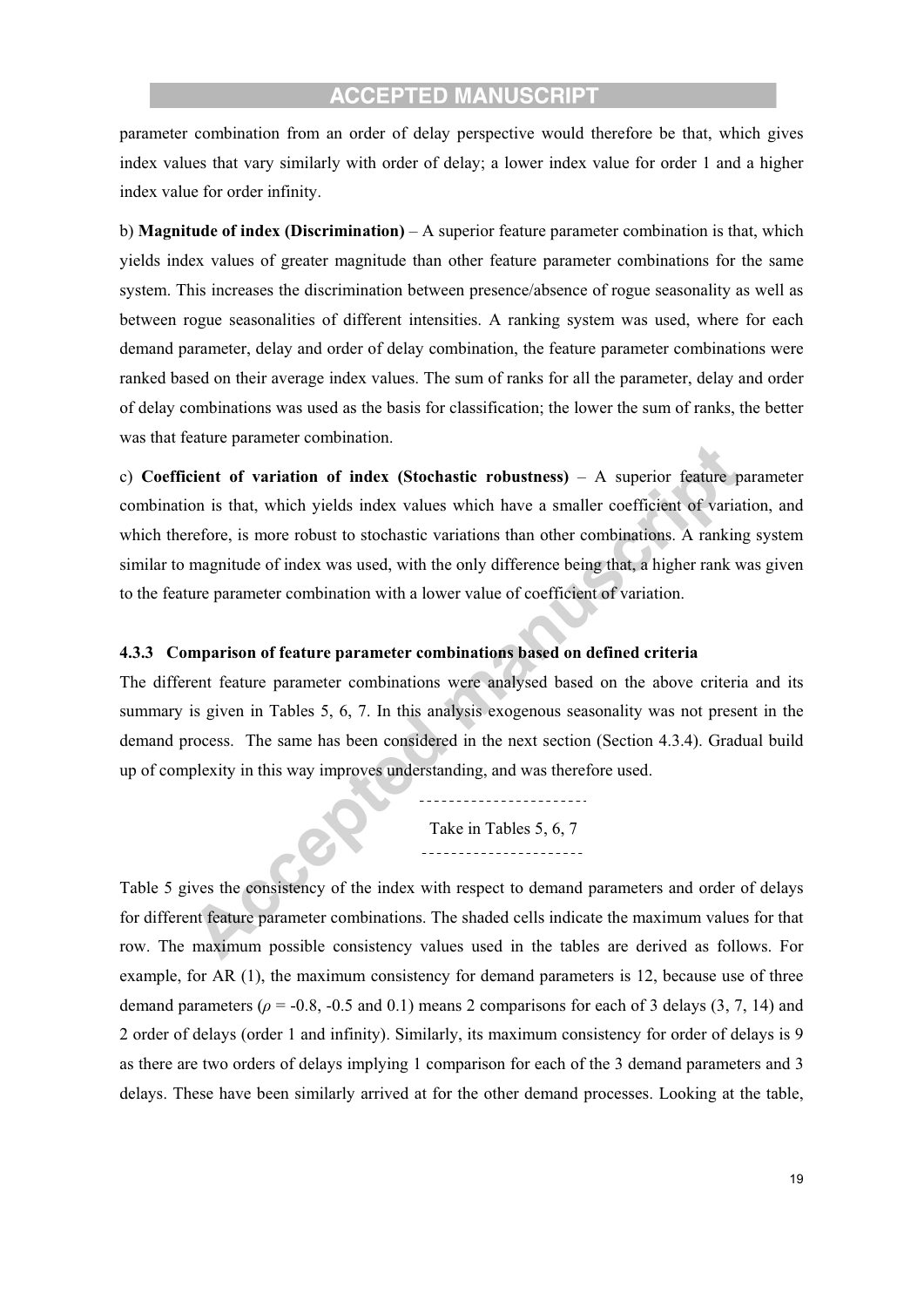parameter combination from an order of delay perspective would therefore be that, which gives index values that vary similarly with order of delay; a lower index value for order 1 and a higher index value for order infinity.

b) **Magnitude of index (Discrimination)** – A superior feature parameter combination is that, which yields index values of greater magnitude than other feature parameter combinations for the same system. This increases the discrimination between presence/absence of rogue seasonality as well as between rogue seasonalities of different intensities. A ranking system was used, where for each demand parameter, delay and order of delay combination, the feature parameter combinations were ranked based on their average index values. The sum of ranks for all the parameter, delay and order of delay combinations was used as the basis for classification; the lower the sum of ranks, the better was that feature parameter combination.

c) **Coefficient of variation of index (Stochastic robustness)** – A superior feature parameter combination is that, which yields index values which have a smaller coefficient of variation, and which therefore, is more robust to stochastic variations than other combinations. A ranking system similar to magnitude of index was used, with the only difference being that, a higher rank was given to the feature parameter combination with a lower value of coefficient of variation.

### 4.3.3 Comparison of feature parameter combinations based on defined criteria

The different feature parameter combinations were analysed based on the above criteria and its summary is given in Tables 5, 6, 7. In this analysis exogenous seasonality was not present in the demand process. The same has been considered in the next section (Section 4.3.4). Gradual build up of complexity in this way improves understanding, and was therefore used.

----------------------

Take in Tables 5, 6, 7

----------------------

Table 5 gives the consistency of the index with respect to demand parameters and order of delays for different feature parameter combinations. The shaded cells indicate the maximum values for that row. The maximum possible consistency values used in the tables are derived as follows. For example, for AR (1), the maximum consistency for demand parameters is 12, because use of three demand parameters ($\rho$ = -0.8, -0.5 and 0.1) means 2 comparisons for each of 3 delays (3, 7, 14) and 2 order of delays (order 1 and infinity). Similarly, its maximum consistency for order of delays is 9 as there are two orders of delays implying 1 comparison for each of the 3 demand parameters and 3 delays. These have been similarly arrived at for the other demand processes. Looking at the table,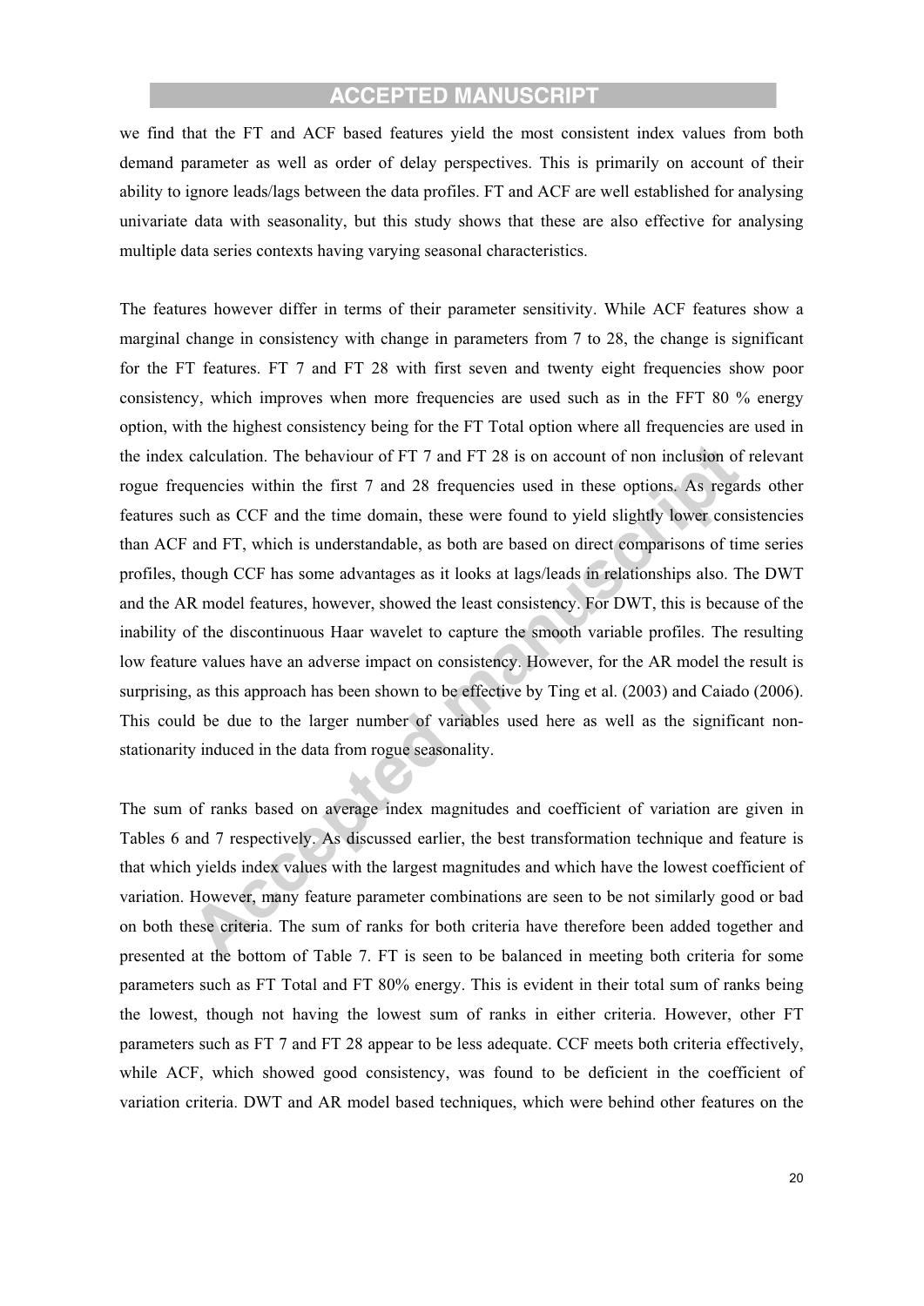we find that the FT and ACF based features yield the most consistent index values from both demand parameter as well as order of delay perspectives. This is primarily on account of their ability to ignore leads/lags between the data profiles. FT and ACF are well established for analysing univariate data with seasonality, but this study shows that these are also effective for analysing multiple data series contexts having varying seasonal characteristics.

The features however differ in terms of their parameter sensitivity. While ACF features show a marginal change in consistency with change in parameters from 7 to 28, the change is significant for the FT features. FT 7 and FT 28 with first seven and twenty eight frequencies show poor consistency, which improves when more frequencies are used such as in the FFT 80 % energy option, with the highest consistency being for the FT Total option where all frequencies are used in the index calculation. The behaviour of FT 7 and FT 28 is on account of non inclusion of relevant rogue frequencies within the first 7 and 28 frequencies used in these options. As regards other features such as CCF and the time domain, these were found to yield slightly lower consistencies than ACF and FT, which is understandable, as both are based on direct comparisons of time series profiles, though CCF has some advantages as it looks at lags/leads in relationships also. The DWT and the AR model features, however, showed the least consistency. For DWT, this is because of the inability of the discontinuous Haar wavelet to capture the smooth variable profiles. The resulting low feature values have an adverse impact on consistency. However, for the AR model the result is surprising, as this approach has been shown to be effective by Ting et al. (2003) and Caiado (2006). This could be due to the larger number of variables used here as well as the significant non-stationarity induced in the data from rogue seasonality.

The sum of ranks based on average index magnitudes and coefficient of variation are given in Tables 6 and 7 respectively. As discussed earlier, the best transformation technique and feature is that which yields index values with the largest magnitudes and which have the lowest coefficient of variation. However, many feature parameter combinations are seen to be not similarly good or bad on both these criteria. The sum of ranks for both criteria have therefore been added together and presented at the bottom of Table 7. FT is seen to be balanced in meeting both criteria for some parameters such as FT Total and FT 80% energy. This is evident in their total sum of ranks being the lowest, though not having the lowest sum of ranks in either criteria. However, other FT parameters such as FT 7 and FT 28 appear to be less adequate. CCF meets both criteria effectively, while ACF, which showed good consistency, was found to be deficient in the coefficient of variation criteria. DWT and AR model based techniques, which were behind other features on the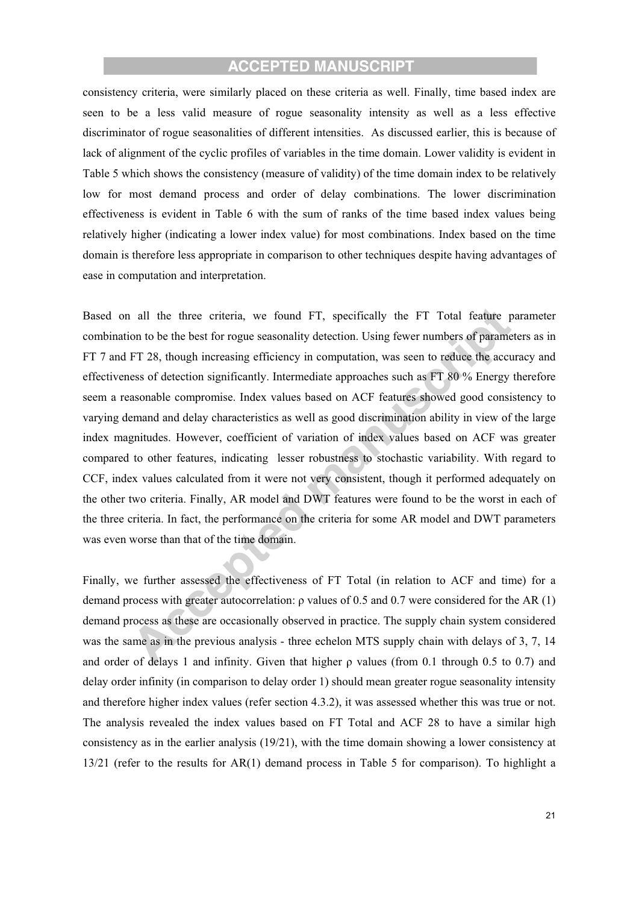consistency criteria, were similarly placed on these criteria as well. Finally, time based index are seen to be a less valid measure of rogue seasonality intensity as well as a less effective discriminator of rogue seasonalities of different intensities. As discussed earlier, this is because of lack of alignment of the cyclic profiles of variables in the time domain. Lower validity is evident in Table 5 which shows the consistency (measure of validity) of the time domain index to be relatively low for most demand process and order of delay combinations. The lower discrimination effectiveness is evident in Table 6 with the sum of ranks of the time based index values being relatively higher (indicating a lower index value) for most combinations. Index based on the time domain is therefore less appropriate in comparison to other techniques despite having advantages of ease in computation and interpretation.

Based on all the three criteria, we found FT, specifically the FT Total feature parameter combination to be the best for rogue seasonality detection. Using fewer numbers of parameters as in FT 7 and FT 28, though increasing efficiency in computation, was seen to reduce the accuracy and effectiveness of detection significantly. Intermediate approaches such as FT 80 % Energy therefore seem a reasonable compromise. Index values based on ACF features showed good consistency to varying demand and delay characteristics as well as good discrimination ability in view of the large index magnitudes. However, coefficient of variation of index values based on ACF was greater compared to other features, indicating lesser robustness to stochastic variability. With regard to CCF, index values calculated from it were not very consistent, though it performed adequately on the other two criteria. Finally, AR model and DWT features were found to be the worst in each of the three criteria. In fact, the performance on the criteria for some AR model and DWT parameters was even worse than that of the time domain.

Finally, we further assessed the effectiveness of FT Total (in relation to ACF and time) for a demand process with greater autocorrelation: $\rho$ values of 0.5 and 0.7 were considered for the AR (1) demand process as these are occasionally observed in practice. The supply chain system considered was the same as in the previous analysis - three echelon MTS supply chain with delays of 3, 7, 14 and order of delays 1 and infinity. Given that higher $\rho$ values (from 0.1 through 0.5 to 0.7) and delay order infinity (in comparison to delay order 1) should mean greater rogue seasonality intensity and therefore higher index values (refer section 4.3.2), it was assessed whether this was true or not. The analysis revealed the index values based on FT Total and ACF 28 to have a similar high consistency as in the earlier analysis (19/21), with the time domain showing a lower consistency at 13/21 (refer to the results for AR(1) demand process in Table 5 for comparison). To highlight a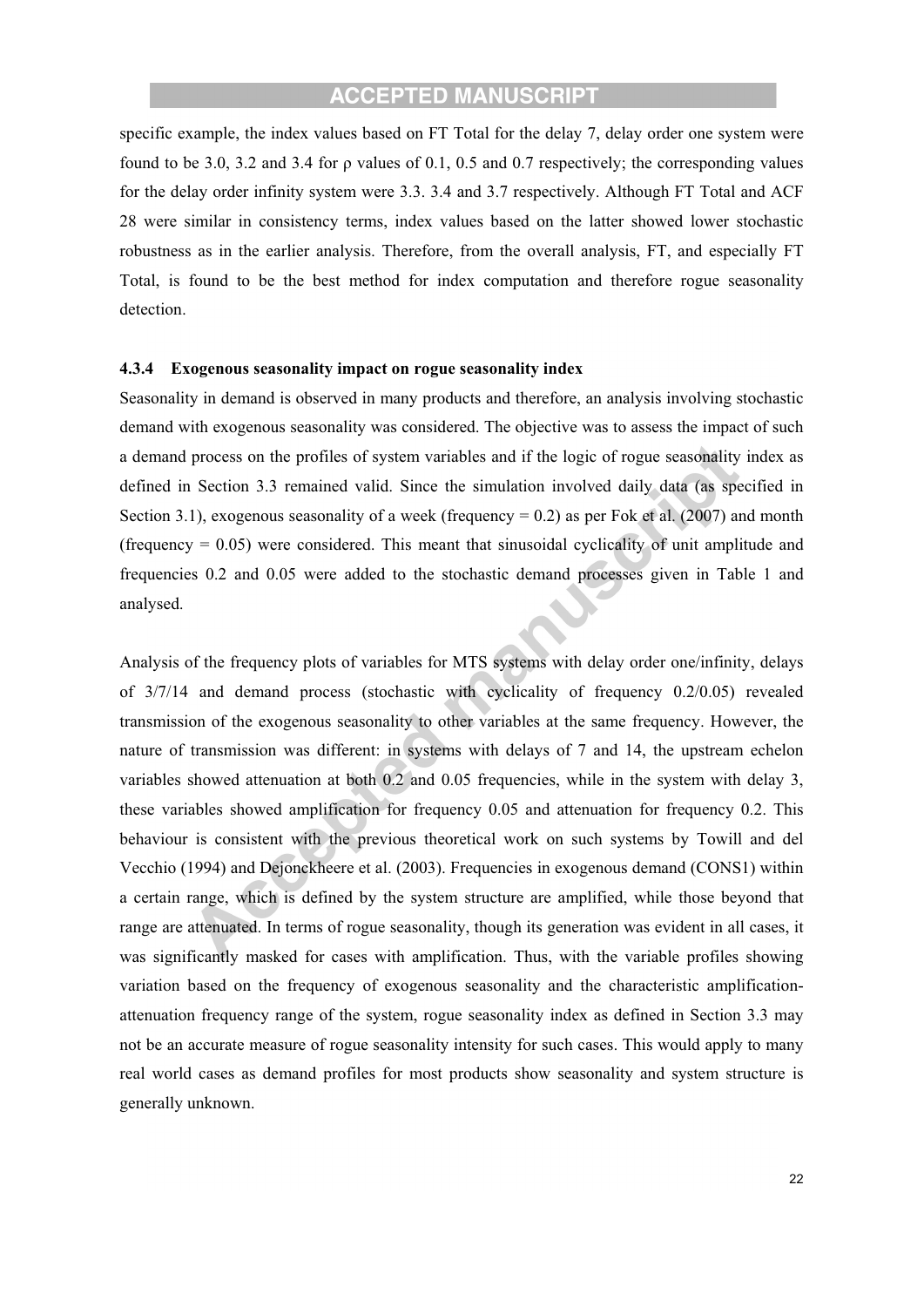specific example, the index values based on FT Total for the delay 7, delay order one system were found to be 3.0, 3.2 and 3.4 for ρ values of 0.1, 0.5 and 0.7 respectively; the corresponding values for the delay order infinity system were 3.3. 3.4 and 3.7 respectively. Although FT Total and ACF 28 were similar in consistency terms, index values based on the latter showed lower stochastic robustness as in the earlier analysis. Therefore, from the overall analysis, FT, and especially FT Total, is found to be the best method for index computation and therefore rogue seasonality detection.

#### 4.3.4 Exogenous seasonality impact on rogue seasonality index

Seasonality in demand is observed in many products and therefore, an analysis involving stochastic demand with exogenous seasonality was considered. The objective was to assess the impact of such a demand process on the profiles of system variables and if the logic of rogue seasonality index as defined in Section 3.3 remained valid. Since the simulation involved daily data (as specified in Section 3.1), exogenous seasonality of a week (frequency = 0.2) as per Fok et al. (2007) and month (frequency = 0.05) were considered. This meant that sinusoidal cyclicality of unit amplitude and frequencies 0.2 and 0.05 were added to the stochastic demand processes given in Table 1 and analysed.

Analysis of the frequency plots of variables for MTS systems with delay order one/infinity, delays of 3/7/14 and demand process (stochastic with cyclicality of frequency 0.2/0.05) revealed transmission of the exogenous seasonality to other variables at the same frequency. However, the nature of transmission was different: in systems with delays of 7 and 14, the upstream echelon variables showed attenuation at both 0.2 and 0.05 frequencies, while in the system with delay 3, these variables showed amplification for frequency 0.05 and attenuation for frequency 0.2. This behaviour is consistent with the previous theoretical work on such systems by Towill and del Vecchio (1994) and Dejonckheere et al. (2003). Frequencies in exogenous demand (CONS1) within a certain range, which is defined by the system structure are amplified, while those beyond that range are attenuated. In terms of rogue seasonality, though its generation was evident in all cases, it was significantly masked for cases with amplification. Thus, with the variable profiles showing variation based on the frequency of exogenous seasonality and the characteristic amplification-attenuation frequency range of the system, rogue seasonality index as defined in Section 3.3 may not be an accurate measure of rogue seasonality intensity for such cases. This would apply to many real world cases as demand profiles for most products show seasonality and system structure is generally unknown.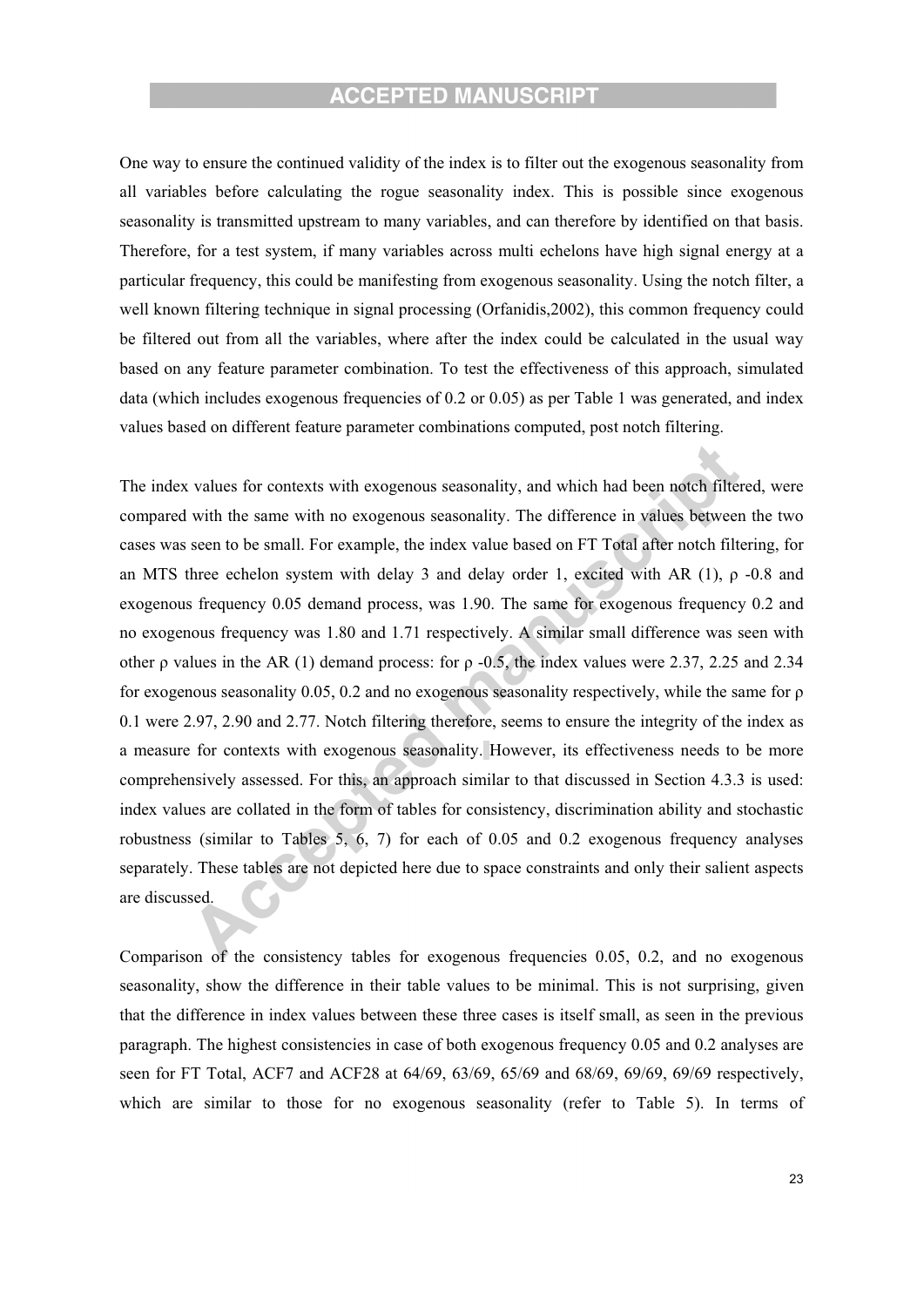One way to ensure the continued validity of the index is to filter out the exogenous seasonality from all variables before calculating the rogue seasonality index. This is possible since exogenous seasonality is transmitted upstream to many variables, and can therefore by identified on that basis. Therefore, for a test system, if many variables across multi echelons have high signal energy at a particular frequency, this could be manifesting from exogenous seasonality. Using the notch filter, a well known filtering technique in signal processing (Orfanidis,2002), this common frequency could be filtered out from all the variables, where after the index could be calculated in the usual way based on any feature parameter combination. To test the effectiveness of this approach, simulated data (which includes exogenous frequencies of 0.2 or 0.05) as per Table 1 was generated, and index values based on different feature parameter combinations computed, post notch filtering.

The index values for contexts with exogenous seasonality, and which had been notch filtered, were compared with the same with no exogenous seasonality. The difference in values between the two cases was seen to be small. For example, the index value based on FT Total after notch filtering, for an MTS three echelon system with delay 3 and delay order 1, excited with AR (1), $\rho$ -0.8 and exogenous frequency 0.05 demand process, was 1.90. The same for exogenous frequency 0.2 and no exogenous frequency was 1.80 and 1.71 respectively. A similar small difference was seen with other $\rho$ values in the AR (1) demand process: for $\rho$ -0.5, the index values were 2.37, 2.25 and 2.34 for exogenous seasonality 0.05, 0.2 and no exogenous seasonality respectively, while the same for $\rho$ 0.1 were 2.97, 2.90 and 2.77. Notch filtering therefore, seems to ensure the integrity of the index as a measure for contexts with exogenous seasonality. However, its effectiveness needs to be more comprehensively assessed. For this, an approach similar to that discussed in Section 4.3.3 is used: index values are collated in the form of tables for consistency, discrimination ability and stochastic robustness (similar to Tables 5, 6, 7) for each of 0.05 and 0.2 exogenous frequency analyses separately. These tables are not depicted here due to space constraints and only their salient aspects are discussed.

Comparison of the consistency tables for exogenous frequencies 0.05, 0.2, and no exogenous seasonality, show the difference in their table values to be minimal. This is not surprising, given that the difference in index values between these three cases is itself small, as seen in the previous paragraph. The highest consistencies in case of both exogenous frequency 0.05 and 0.2 analyses are seen for FT Total, ACF7 and ACF28 at 64/69, 63/69, 65/69 and 68/69, 69/69, 69/69 respectively, which are similar to those for no exogenous seasonality (refer to Table 5). In terms of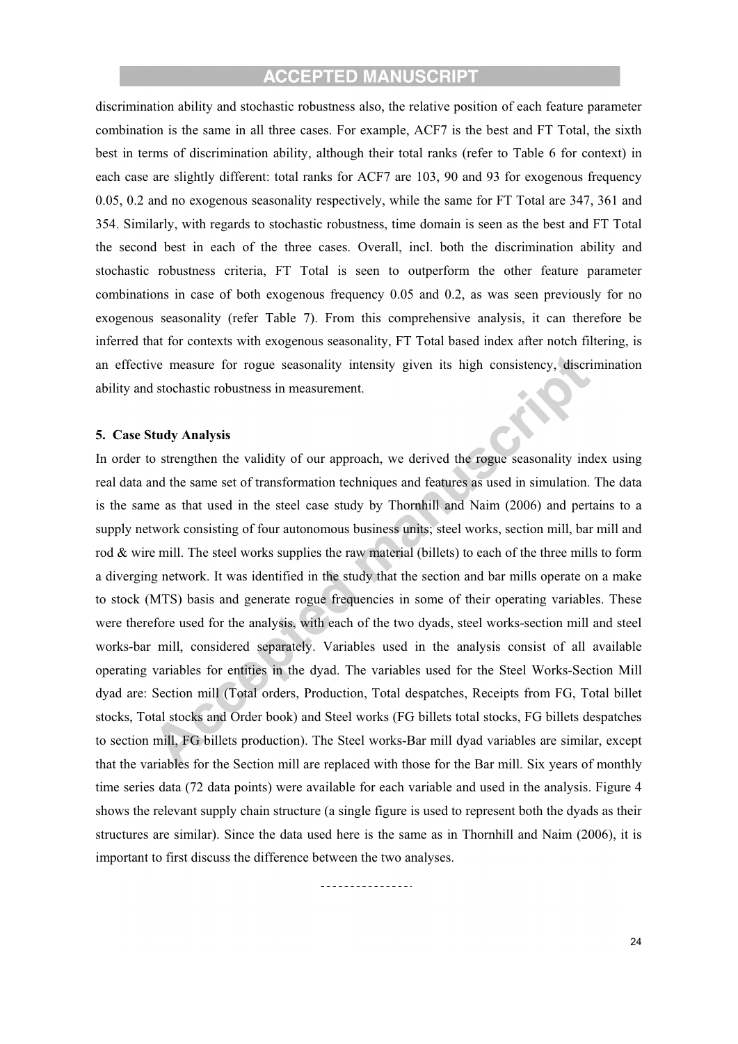discrimination ability and stochastic robustness also, the relative position of each feature parameter combination is the same in all three cases. For example, ACF7 is the best and FT Total, the sixth best in terms of discrimination ability, although their total ranks (refer to Table 6 for context) in each case are slightly different: total ranks for ACF7 are 103, 90 and 93 for exogenous frequency 0.05, 0.2 and no exogenous seasonality respectively, while the same for FT Total are 347, 361 and 354. Similarly, with regards to stochastic robustness, time domain is seen as the best and FT Total the second best in each of the three cases. Overall, incl. both the discrimination ability and stochastic robustness criteria, FT Total is seen to outperform the other feature parameter combinations in case of both exogenous frequency 0.05 and 0.2, as was seen previously for no exogenous seasonality (refer Table 7). From this comprehensive analysis, it can therefore be inferred that for contexts with exogenous seasonality, FT Total based index after notch filtering, is an effective measure for rogue seasonality intensity given its high consistency, discrimination ability and stochastic robustness in measurement.

## 5. Case Study Analysis

In order to strengthen the validity of our approach, we derived the rogue seasonality index using real data and the same set of transformation techniques and features as used in simulation. The data is the same as that used in the steel case study by Thornhill and Naim (2006) and pertains to a supply network consisting of four autonomous business units; steel works, section mill, bar mill and rod & wire mill. The steel works supplies the raw material (billets) to each of the three mills to form a diverging network. It was identified in the study that the section and bar mills operate on a make to stock (MTS) basis and generate rogue frequencies in some of their operating variables. These were therefore used for the analysis, with each of the two dyads, steel works-section mill and steel works-bar mill, considered separately. Variables used in the analysis consist of all available operating variables for entities in the dyad. The variables used for the Steel Works-Section Mill dyad are: Section mill (Total orders, Production, Total despatches, Receipts from FG, Total billet stocks, Total stocks and Order book) and Steel works (FG billets total stocks, FG billets despatches to section mill, FG billets production). The Steel works-Bar mill dyad variables are similar, except that the variables for the Section mill are replaced with those for the Bar mill. Six years of monthly time series data (72 data points) were available for each variable and used in the analysis. Figure 4 shows the relevant supply chain structure (a single figure is used to represent both the dyads as their structures are similar). Since the data used here is the same as in Thornhill and Naim (2006), it is important to first discuss the difference between the two analyses.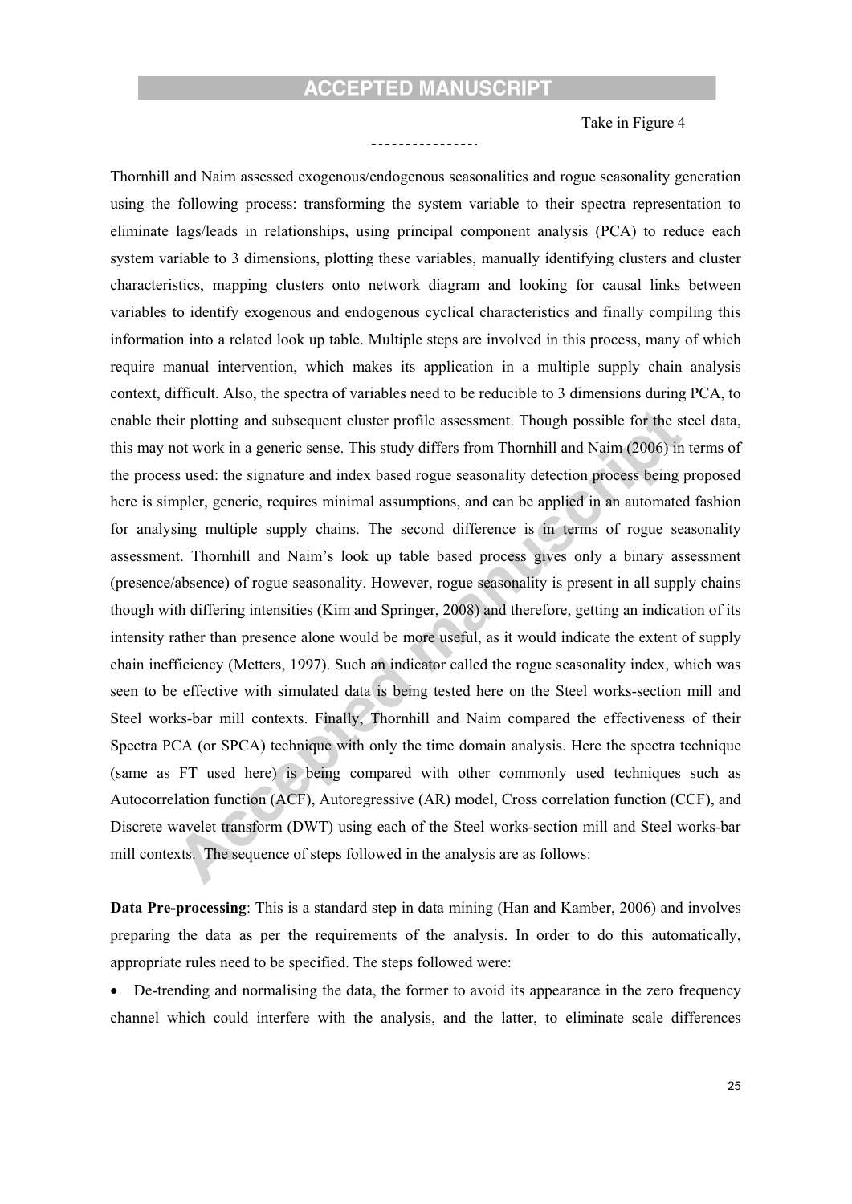Take in Figure 4

Thornhill and Naim assessed exogenous/endogenous seasonalities and rogue seasonality generation using the following process: transforming the system variable to their spectra representation to eliminate lags/leads in relationships, using principal component analysis (PCA) to reduce each system variable to 3 dimensions, plotting these variables, manually identifying clusters and cluster characteristics, mapping clusters onto network diagram and looking for causal links between variables to identify exogenous and endogenous cyclical characteristics and finally compiling this information into a related look up table. Multiple steps are involved in this process, many of which require manual intervention, which makes its application in a multiple supply chain analysis context, difficult. Also, the spectra of variables need to be reducible to 3 dimensions during PCA, to enable their plotting and subsequent cluster profile assessment. Though possible for the steel data, this may not work in a generic sense. This study differs from Thornhill and Naim (2006) in terms of the process used: the signature and index based rogue seasonality detection process being proposed here is simpler, generic, requires minimal assumptions, and can be applied in an automated fashion for analysing multiple supply chains. The second difference is in terms of rogue seasonality assessment. Thornhill and Naim's look up table based process gives only a binary assessment (presence/absence) of rogue seasonality. However, rogue seasonality is present in all supply chains though with differing intensities (Kim and Springer, 2008) and therefore, getting an indication of its intensity rather than presence alone would be more useful, as it would indicate the extent of supply chain inefficiency (Metters, 1997). Such an indicator called the rogue seasonality index, which was seen to be effective with simulated data is being tested here on the Steel works-section mill and Steel works-bar mill contexts. Finally, Thornhill and Naim compared the effectiveness of their Spectra PCA (or SPCA) technique with only the time domain analysis. Here the spectra technique (same as FT used here) is being compared with other commonly used techniques such as Autocorrelation function (ACF), Autoregressive (AR) model, Cross correlation function (CCF), and Discrete wavelet transform (DWT) using each of the Steel works-section mill and Steel works-bar mill contexts. The sequence of steps followed in the analysis are as follows:

**Data Pre-processing**: This is a standard step in data mining (Han and Kamber, 2006) and involves preparing the data as per the requirements of the analysis. In order to do this automatically, appropriate rules need to be specified. The steps followed were:

- De-trending and normalising the data, the former to avoid its appearance in the zero frequency channel which could interfere with the analysis, and the latter, to eliminate scale differences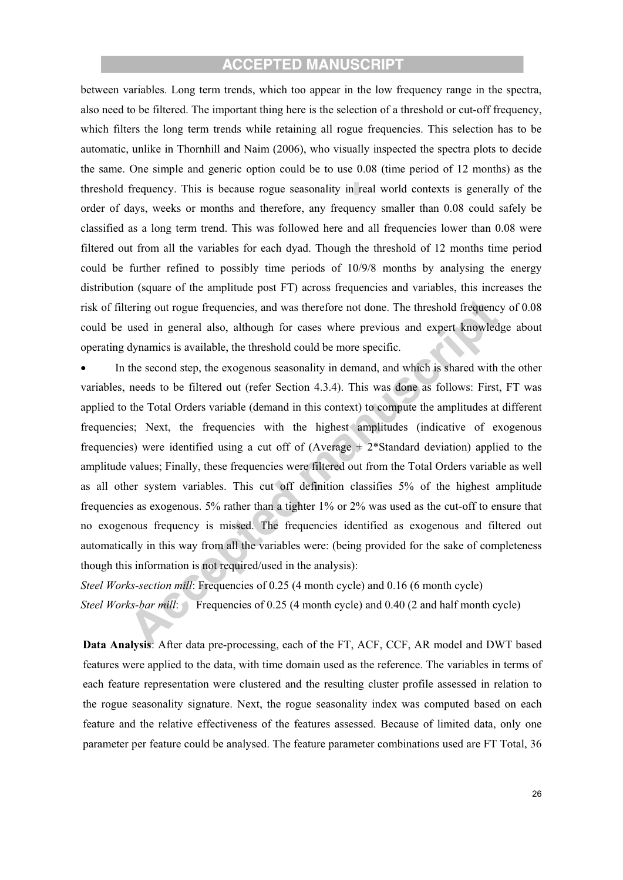between variables. Long term trends, which too appear in the low frequency range in the spectra, also need to be filtered. The important thing here is the selection of a threshold or cut-off frequency, which filters the long term trends while retaining all rogue frequencies. This selection has to be automatic, unlike in Thornhill and Naim (2006), who visually inspected the spectra plots to decide the same. One simple and generic option could be to use 0.08 (time period of 12 months) as the threshold frequency. This is because rogue seasonality in real world contexts is generally of the order of days, weeks or months and therefore, any frequency smaller than 0.08 could safely be classified as a long term trend. This was followed here and all frequencies lower than 0.08 were filtered out from all the variables for each dyad. Though the threshold of 12 months time period could be further refined to possibly time periods of 10/9/8 months by analysing the energy distribution (square of the amplitude post FT) across frequencies and variables, this increases the risk of filtering out rogue frequencies, and was therefore not done. The threshold frequency of 0.08 could be used in general also, although for cases where previous and expert knowledge about operating dynamics is available, the threshold could be more specific.

- In the second step, the exogenous seasonality in demand, and which is shared with the other variables, needs to be filtered out (refer Section 4.3.4). This was done as follows: First, FT was applied to the Total Orders variable (demand in this context) to compute the amplitudes at different frequencies; Next, the frequencies with the highest amplitudes (indicative of exogenous frequencies) were identified using a cut off of (Average + 2*Standard deviation) applied to the amplitude values; Finally, these frequencies were filtered out from the Total Orders variable as well as all other system variables. This cut off definition classifies 5% of the highest amplitude frequencies as exogenous. 5% rather than a tighter 1% or 2% was used as the cut-off to ensure that no exogenous frequency is missed. The frequencies identified as exogenous and filtered out automatically in this way from all the variables were: (being provided for the sake of completeness though this information is not required/used in the analysis):

*Steel Works-section mill*: Frequencies of 0.25 (4 month cycle) and 0.16 (6 month cycle)

*Steel Works-bar mill*: Frequencies of 0.25 (4 month cycle) and 0.40 (2 and half month cycle)

**Data Analysis**: After data pre-processing, each of the FT, ACF, CCF, AR model and DWT based features were applied to the data, with time domain used as the reference. The variables in terms of each feature representation were clustered and the resulting cluster profile assessed in relation to the rogue seasonality signature. Next, the rogue seasonality index was computed based on each feature and the relative effectiveness of the features assessed. Because of limited data, only one parameter per feature could be analysed. The feature parameter combinations used are FT Total, 36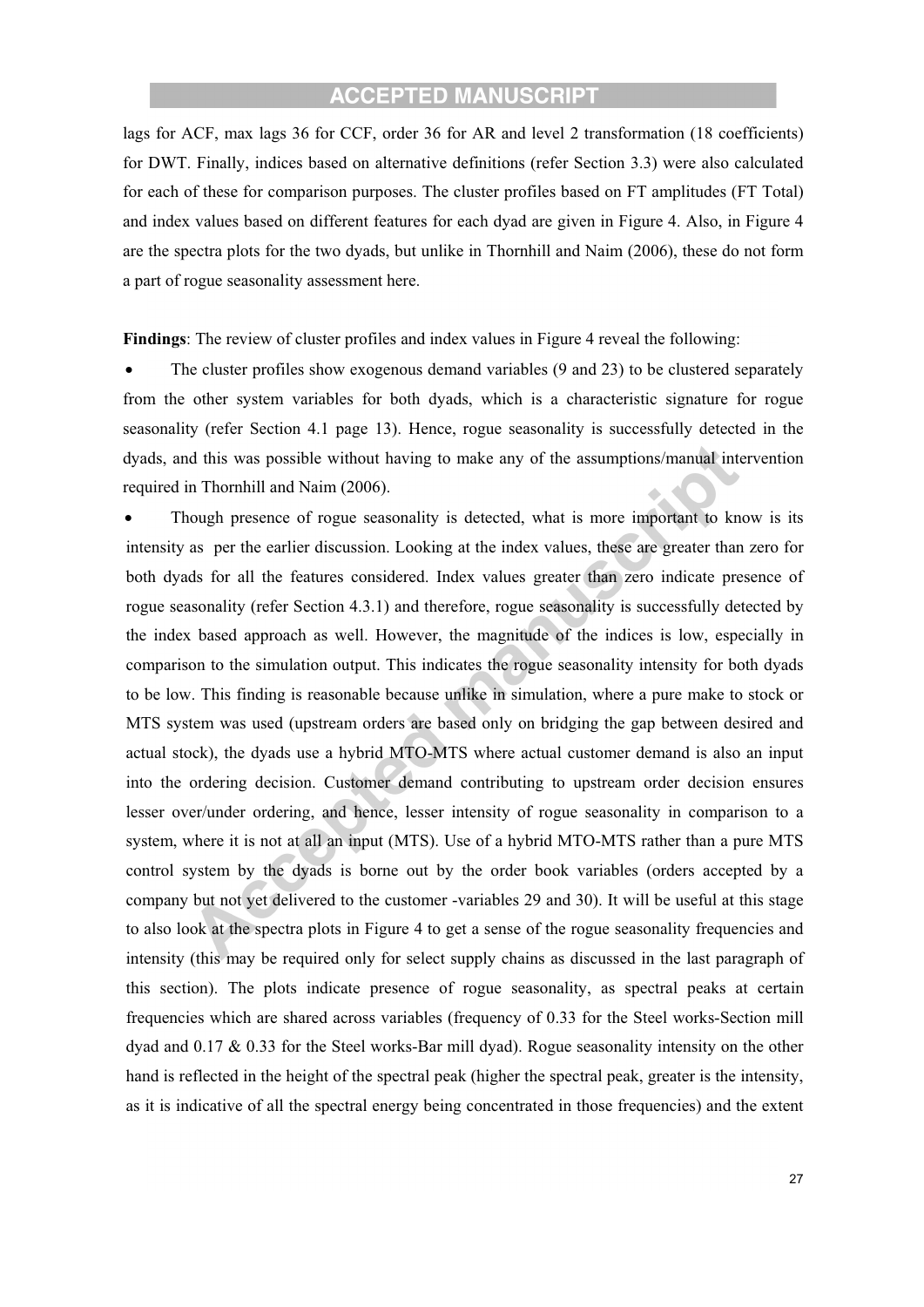lags for ACF, max lags 36 for CCF, order 36 for AR and level 2 transformation (18 coefficients) for DWT. Finally, indices based on alternative definitions (refer Section 3.3) were also calculated for each of these for comparison purposes. The cluster profiles based on FT amplitudes (FT Total) and index values based on different features for each dyad are given in Figure 4. Also, in Figure 4 are the spectra plots for the two dyads, but unlike in Thornhill and Naim (2006), these do not form a part of rogue seasonality assessment here.

**Findings**: The review of cluster profiles and index values in Figure 4 reveal the following:

- The cluster profiles show exogenous demand variables (9 and 23) to be clustered separately from the other system variables for both dyads, which is a characteristic signature for rogue seasonality (refer Section 4.1 page 13). Hence, rogue seasonality is successfully detected in the dyads, and this was possible without having to make any of the assumptions/manual intervention required in Thornhill and Naim (2006).
- Though presence of rogue seasonality is detected, what is more important to know is its intensity as per the earlier discussion. Looking at the index values, these are greater than zero for both dyads for all the features considered. Index values greater than zero indicate presence of rogue seasonality (refer Section 4.3.1) and therefore, rogue seasonality is successfully detected by the index based approach as well. However, the magnitude of the indices is low, especially in comparison to the simulation output. This indicates the rogue seasonality intensity for both dyads to be low. This finding is reasonable because unlike in simulation, where a pure make to stock or MTS system was used (upstream orders are based only on bridging the gap between desired and actual stock), the dyads use a hybrid MTO-MTS where actual customer demand is also an input into the ordering decision. Customer demand contributing to upstream order decision ensures lesser over/under ordering, and hence, lesser intensity of rogue seasonality in comparison to a system, where it is not at all an input (MTS). Use of a hybrid MTO-MTS rather than a pure MTS control system by the dyads is borne out by the order book variables (orders accepted by a company but not yet delivered to the customer -variables 29 and 30). It will be useful at this stage to also look at the spectra plots in Figure 4 to get a sense of the rogue seasonality frequencies and intensity (this may be required only for select supply chains as discussed in the last paragraph of this section). The plots indicate presence of rogue seasonality, as spectral peaks at certain frequencies which are shared across variables (frequency of 0.33 for the Steel works-Section mill dyad and 0.17 & 0.33 for the Steel works-Bar mill dyad). Rogue seasonality intensity on the other hand is reflected in the height of the spectral peak (higher the spectral peak, greater is the intensity, as it is indicative of all the spectral energy being concentrated in those frequencies) and the extent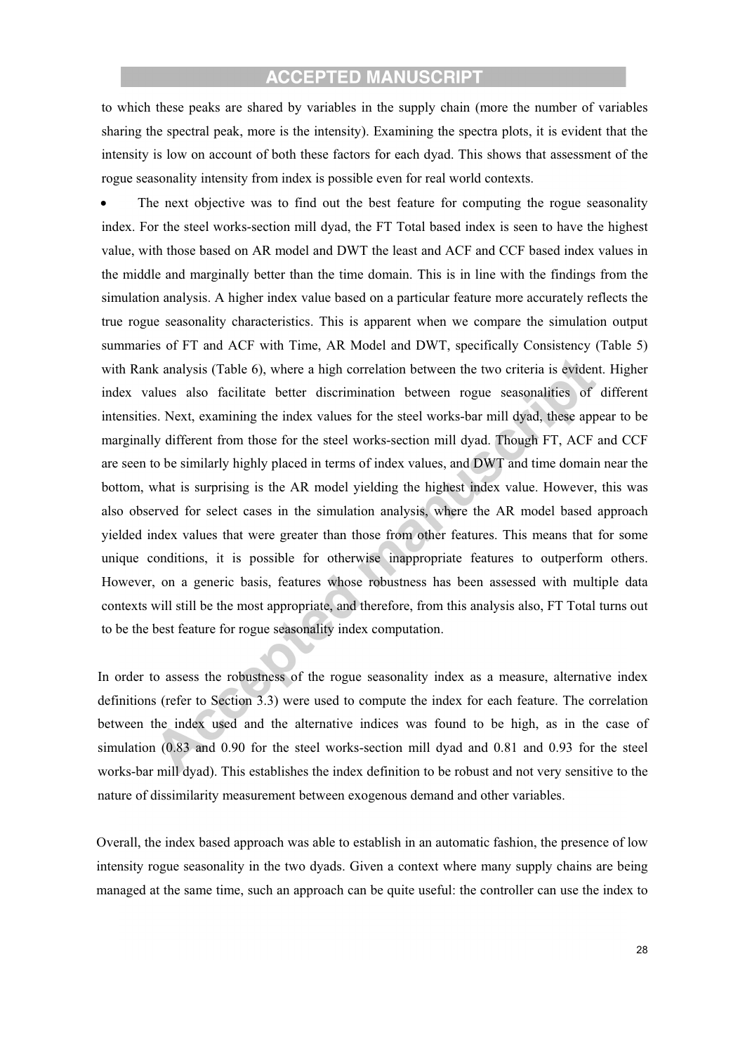to which these peaks are shared by variables in the supply chain (more the number of variables sharing the spectral peak, more is the intensity). Examining the spectra plots, it is evident that the intensity is low on account of both these factors for each dyad. This shows that assessment of the rogue seasonality intensity from index is possible even for real world contexts.

- The next objective was to find out the best feature for computing the rogue seasonality index. For the steel works-section mill dyad, the FT Total based index is seen to have the highest value, with those based on AR model and DWT the least and ACF and CCF based index values in the middle and marginally better than the time domain. This is in line with the findings from the simulation analysis. A higher index value based on a particular feature more accurately reflects the true rogue seasonality characteristics. This is apparent when we compare the simulation output summaries of FT and ACF with Time, AR Model and DWT, specifically Consistency (Table 5) with Rank analysis (Table 6), where a high correlation between the two criteria is evident. Higher index values also facilitate better discrimination between rogue seasonalities of different intensities. Next, examining the index values for the steel works-bar mill dyad, these appear to be marginally different from those for the steel works-section mill dyad. Though FT, ACF and CCF are seen to be similarly highly placed in terms of index values, and DWT and time domain near the bottom, what is surprising is the AR model yielding the highest index value. However, this was also observed for select cases in the simulation analysis, where the AR model based approach yielded index values that were greater than those from other features. This means that for some unique conditions, it is possible for otherwise inappropriate features to outperform others. However, on a generic basis, features whose robustness has been assessed with multiple data contexts will still be the most appropriate, and therefore, from this analysis also, FT Total turns out to be the best feature for rogue seasonality index computation.

In order to assess the robustness of the rogue seasonality index as a measure, alternative index definitions (refer to Section 3.3) were used to compute the index for each feature. The correlation between the index used and the alternative indices was found to be high, as in the case of simulation (0.83 and 0.90 for the steel works-section mill dyad and 0.81 and 0.93 for the steel works-bar mill dyad). This establishes the index definition to be robust and not very sensitive to the nature of dissimilarity measurement between exogenous demand and other variables.

Overall, the index based approach was able to establish in an automatic fashion, the presence of low intensity rogue seasonality in the two dyads. Given a context where many supply chains are being managed at the same time, such an approach can be quite useful: the controller can use the index to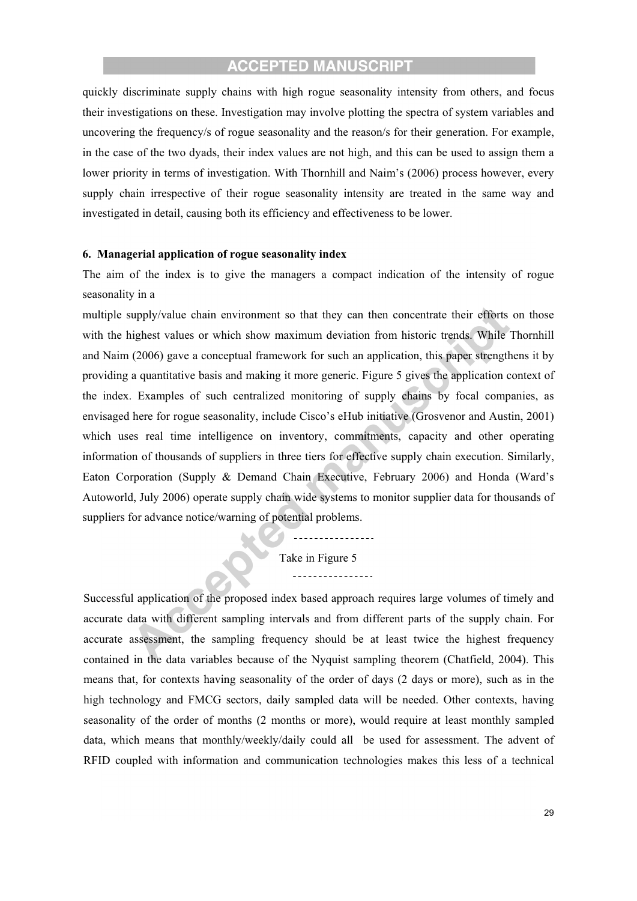quickly discriminate supply chains with high rogue seasonality intensity from others, and focus their investigations on these. Investigation may involve plotting the spectra of system variables and uncovering the frequency/s of rogue seasonality and the reason/s for their generation. For example, in the case of the two dyads, their index values are not high, and this can be used to assign them a lower priority in terms of investigation. With Thornhill and Naim's (2006) process however, every supply chain irrespective of their rogue seasonality intensity are treated in the same way and investigated in detail, causing both its efficiency and effectiveness to be lower.

## 6. Managerial application of rogue seasonality index

The aim of the index is to give the managers a compact indication of the intensity of rogue seasonality in a multiple supply/value chain environment so that they can then concentrate their efforts on those with the highest values or which show maximum deviation from historic trends. While Thornhill and Naim (2006) gave a conceptual framework for such an application, this paper strengthens it by providing a quantitative basis and making it more generic. Figure 5 gives the application context of the index. Examples of such centralized monitoring of supply chains by focal companies, as envisaged here for rogue seasonality, include Cisco's eHub initiative (Grosvenor and Austin, 2001) which uses real time intelligence on inventory, commitments, capacity and other operating information of thousands of suppliers in three tiers for effective supply chain execution. Similarly, Eaton Corporation (Supply & Demand Chain Executive, February 2006) and Honda (Ward's Autoworld, July 2006) operate supply chain wide systems to monitor supplier data for thousands of suppliers for advance notice/warning of potential problems.

----------------

Take in Figure 5

----------------

Successful application of the proposed index based approach requires large volumes of timely and accurate data with different sampling intervals and from different parts of the supply chain. For accurate assessment, the sampling frequency should be at least twice the highest frequency contained in the data variables because of the Nyquist sampling theorem (Chatfield, 2004). This means that, for contexts having seasonality of the order of days (2 days or more), such as in the high technology and FMCG sectors, daily sampled data will be needed. Other contexts, having seasonality of the order of months (2 months or more), would require at least monthly sampled data, which means that monthly/weekly/daily could all be used for assessment. The advent of RFID coupled with information and communication technologies makes this less of a technical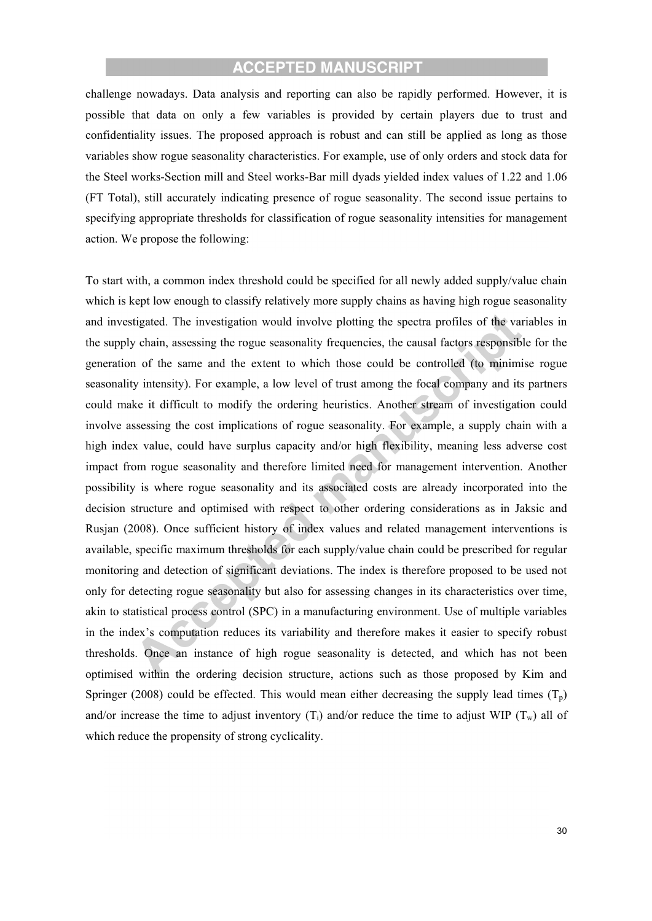challenge nowadays. Data analysis and reporting can also be rapidly performed. However, it is possible that data on only a few variables is provided by certain players due to trust and confidentiality issues. The proposed approach is robust and can still be applied as long as those variables show rogue seasonality characteristics. For example, use of only orders and stock data for the Steel works-Section mill and Steel works-Bar mill dyads yielded index values of 1.22 and 1.06 (FT Total), still accurately indicating presence of rogue seasonality. The second issue pertains to specifying appropriate thresholds for classification of rogue seasonality intensities for management action. We propose the following:

To start with, a common index threshold could be specified for all newly added supply/value chain which is kept low enough to classify relatively more supply chains as having high rogue seasonality and investigated. The investigation would involve plotting the spectra profiles of the variables in the supply chain, assessing the rogue seasonality frequencies, the causal factors responsible for the generation of the same and the extent to which those could be controlled (to minimise rogue seasonality intensity). For example, a low level of trust among the focal company and its partners could make it difficult to modify the ordering heuristics. Another stream of investigation could involve assessing the cost implications of rogue seasonality. For example, a supply chain with a high index value, could have surplus capacity and/or high flexibility, meaning less adverse cost impact from rogue seasonality and therefore limited need for management intervention. Another possibility is where rogue seasonality and its associated costs are already incorporated into the decision structure and optimised with respect to other ordering considerations as in Jaksic and Rusjan (2008). Once sufficient history of index values and related management interventions is available, specific maximum thresholds for each supply/value chain could be prescribed for regular monitoring and detection of significant deviations. The index is therefore proposed to be used not only for detecting rogue seasonality but also for assessing changes in its characteristics over time, akin to statistical process control (SPC) in a manufacturing environment. Use of multiple variables in the index's computation reduces its variability and therefore makes it easier to specify robust thresholds. Once an instance of high rogue seasonality is detected, and which has not been optimised within the ordering decision structure, actions such as those proposed by Kim and Springer (2008) could be effected. This would mean either decreasing the supply lead times ($T_p$) and/or increase the time to adjust inventory ($T_i$) and/or reduce the time to adjust WIP ($T_w$) all of which reduce the propensity of strong cyclicality.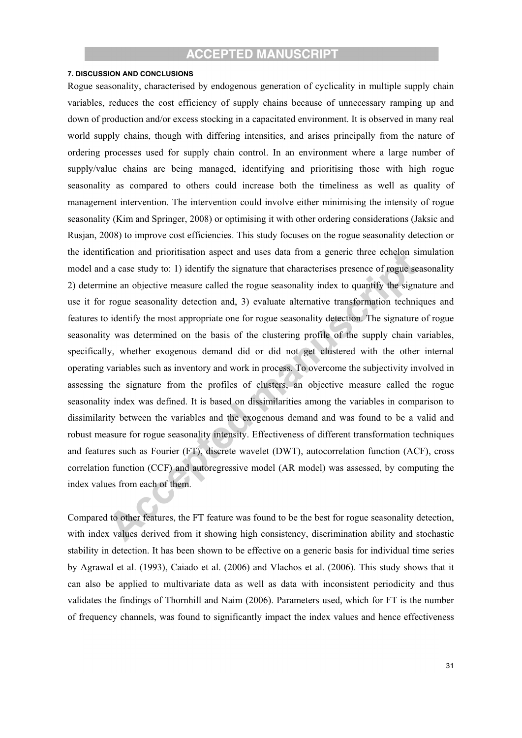## 7. DISCUSSION AND CONCLUSIONS

Rogue seasonality, characterised by endogenous generation of cyclicality in multiple supply chain variables, reduces the cost efficiency of supply chains because of unnecessary ramping up and down of production and/or excess stocking in a capacitated environment. It is observed in many real world supply chains, though with differing intensities, and arises principally from the nature of ordering processes used for supply chain control. In an environment where a large number of supply/value chains are being managed, identifying and prioritising those with high rogue seasonality as compared to others could increase both the timeliness as well as quality of management intervention. The intervention could involve either minimising the intensity of rogue seasonality (Kim and Springer, 2008) or optimising it with other ordering considerations (Jaksic and Rusjan, 2008) to improve cost efficiencies. This study focuses on the rogue seasonality detection or the identification and prioritisation aspect and uses data from a generic three echelon simulation model and a case study to: 1) identify the signature that characterises presence of rogue seasonality 2) determine an objective measure called the rogue seasonality index to quantify the signature and use it for rogue seasonality detection and, 3) evaluate alternative transformation techniques and features to identify the most appropriate one for rogue seasonality detection. The signature of rogue seasonality was determined on the basis of the clustering profile of the supply chain variables, specifically, whether exogenous demand did or did not get clustered with the other internal operating variables such as inventory and work in process. To overcome the subjectivity involved in assessing the signature from the profiles of clusters, an objective measure called the rogue seasonality index was defined. It is based on dissimilarities among the variables in comparison to dissimilarity between the variables and the exogenous demand and was found to be a valid and robust measure for rogue seasonality intensity. Effectiveness of different transformation techniques and features such as Fourier (FT), discrete wavelet (DWT), autocorrelation function (ACF), cross correlation function (CCF) and autoregressive model (AR model) was assessed, by computing the index values from each of them.

Compared to other features, the FT feature was found to be the best for rogue seasonality detection, with index values derived from it showing high consistency, discrimination ability and stochastic stability in detection. It has been shown to be effective on a generic basis for individual time series by Agrawal et al. (1993), Caiado et al. (2006) and Vlachos et al. (2006). This study shows that it can also be applied to multivariate data as well as data with inconsistent periodicity and thus validates the findings of Thornhill and Naim (2006). Parameters used, which for FT is the number of frequency channels, was found to significantly impact the index values and hence effectiveness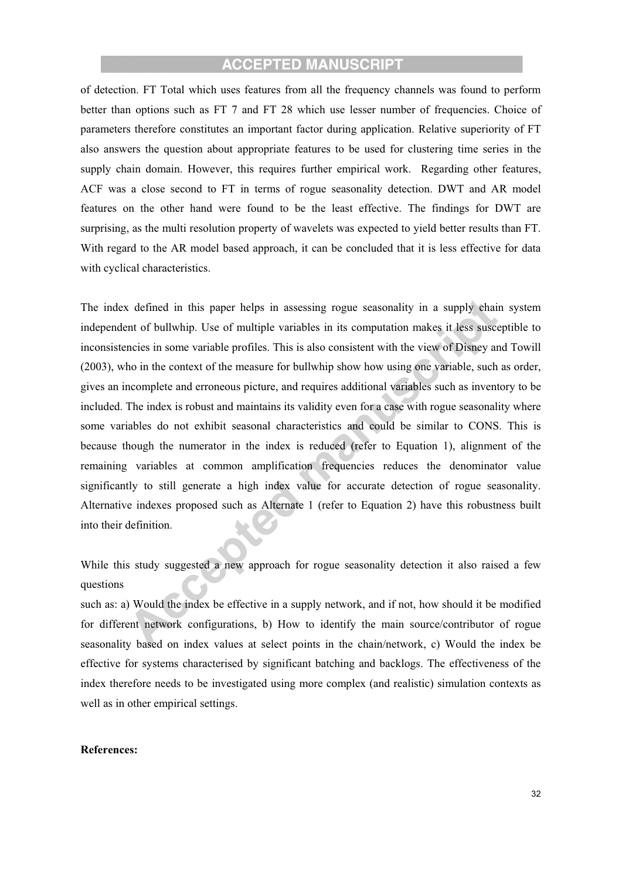of detection. FT Total which uses features from all the frequency channels was found to perform better than options such as FT 7 and FT 28 which use lesser number of frequencies. Choice of parameters therefore constitutes an important factor during application. Relative superiority of FT also answers the question about appropriate features to be used for clustering time series in the supply chain domain. However, this requires further empirical work. Regarding other features, ACF was a close second to FT in terms of rogue seasonality detection. DWT and AR model features on the other hand were found to be the least effective. The findings for DWT are surprising, as the multi resolution property of wavelets was expected to yield better results than FT. With regard to the AR model based approach, it can be concluded that it is less effective for data with cyclical characteristics.

The index defined in this paper helps in assessing rogue seasonality in a supply chain system independent of bullwhip. Use of multiple variables in its computation makes it less susceptible to inconsistencies in some variable profiles. This is also consistent with the view of Disney and Towill (2003), who in the context of the measure for bullwhip show how using one variable, such as order, gives an incomplete and erroneous picture, and requires additional variables such as inventory to be included. The index is robust and maintains its validity even for a case with rogue seasonality where some variables do not exhibit seasonal characteristics and could be similar to CONS. This is because though the numerator in the index is reduced (refer to Equation 1), alignment of the remaining variables at common amplification frequencies reduces the denominator value significantly to still generate a high index value for accurate detection of rogue seasonality. Alternative indexes proposed such as Alternate 1 (refer to Equation 2) have this robustness built into their definition.

While this study suggested a new approach for rogue seasonality detection it also raised a few questions

such as: a) Would the index be effective in a supply network, and if not, how should it be modified for different network configurations, b) How to identify the main source/contributor of rogue seasonality based on index values at select points in the chain/network, c) Would the index be effective for systems characterised by significant batching and backlogs. The effectiveness of the index therefore needs to be investigated using more complex (and realistic) simulation contexts as well as in other empirical settings.

**References:**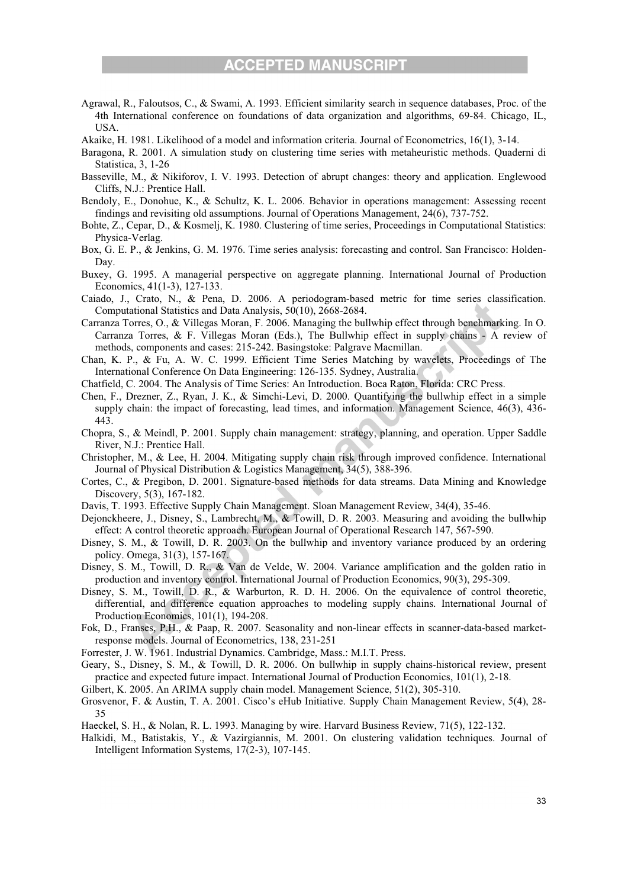Agrawal, R., Faloutsos, C., & Swami, A. 1993. Efficient similarity search in sequence databases, Proc. of the 4th International conference on foundations of data organization and algorithms, 69-84. Chicago, IL, USA.

Akaike, H. 1981. Likelihood of a model and information criteria. Journal of Econometrics, 16(1), 3-14.

Baragona, R. 2001. A simulation study on clustering time series with metaheuristic methods. Quaderni di Statistica, 3, 1-26

Basseville, M., & Nikiforov, I. V. 1993. Detection of abrupt changes: theory and application. Englewood Cliffs, N.J.: Prentice Hall.

Bendoly, E., Donohue, K., & Schultz, K. L. 2006. Behavior in operations management: Assessing recent findings and revisiting old assumptions. Journal of Operations Management, 24(6), 737-752.

Bohte, Z., Cepar, D., & Kosmelj, K. 1980. Clustering of time series, Proceedings in Computational Statistics: Physica-Verlag.

Box, G. E. P., & Jenkins, G. M. 1976. Time series analysis: forecasting and control. San Francisco: Holden-Day.

Buxey, G. 1995. A managerial perspective on aggregate planning. International Journal of Production Economics, 41(1-3), 127-133.

Caiado, J., Crato, N., & Pena, D. 2006. A periodogram-based metric for time series classification. Computational Statistics and Data Analysis, 50(10), 2668-2684.

Carranza Torres, O., & Villegas Moran, F. 2006. Managing the bullwhip effect through benchmarking. In O. Carranza Torres, & F. Villegas Moran (Eds.), The Bullwhip effect in supply chains - A review of methods, components and cases: 215-242. Basingstoke: Palgrave Macmillan.

Chan, K. P., & Fu, A. W. C. 1999. Efficient Time Series Matching by wavelets, Proceedings of The International Conference On Data Engineering: 126-135. Sydney, Australia.

Chatfield, C. 2004. The Analysis of Time Series: An Introduction. Boca Raton, Florida: CRC Press.

Chen, F., Drezner, Z., Ryan, J. K., & Simchi-Levi, D. 2000. Quantifying the bullwhip effect in a simple supply chain: the impact of forecasting, lead times, and information. Management Science, 46(3), 436-443.

Chopra, S., & Meindl, P. 2001. Supply chain management: strategy, planning, and operation. Upper Saddle River, N.J.: Prentice Hall.

Christopher, M., & Lee, H. 2004. Mitigating supply chain risk through improved confidence. International Journal of Physical Distribution & Logistics Management, 34(5), 388-396.

Cortes, C., & Pregibon, D. 2001. Signature-based methods for data streams. Data Mining and Knowledge Discovery, 5(3), 167-182.

Davis, T. 1993. Effective Supply Chain Management. Sloan Management Review, 34(4), 35-46.

Dejonckheere, J., Disney, S., Lambrecht, M., & Towill, D. R. 2003. Measuring and avoiding the bullwhip effect: A control theoretic approach. European Journal of Operational Research 147, 567-590.

Disney, S. M., & Towill, D. R. 2003. On the bullwhip and inventory variance produced by an ordering policy. Omega, 31(3), 157-167.

Disney, S. M., Towill, D. R., & Van de Velde, W. 2004. Variance amplification and the golden ratio in production and inventory control. International Journal of Production Economics, 90(3), 295-309.

Disney, S. M., Towill, D. R., & Warburton, R. D. H. 2006. On the equivalence of control theoretic, differential, and difference equation approaches to modeling supply chains. International Journal of Production Economics, 101(1), 194-208.

Fok, D., Franses, P.H., & Paap, R. 2007. Seasonality and non-linear effects in scanner-data-based market-response models. Journal of Econometrics, 138, 231-251

Forrester, J. W. 1961. Industrial Dynamics. Cambridge, Mass.: M.I.T. Press.

Geary, S., Disney, S. M., & Towill, D. R. 2006. On bullwhip in supply chains-historical review, present practice and expected future impact. International Journal of Production Economics, 101(1), 2-18.

Gilbert, K. 2005. An ARIMA supply chain model. Management Science, 51(2), 305-310.

Grosvenor, F. & Austin, T. A. 2001. Cisco's eHub Initiative. Supply Chain Management Review, 5(4), 28-35

Haeckel, S. H., & Nolan, R. L. 1993. Managing by wire. Harvard Business Review, 71(5), 122-132.

Halkidi, M., Batistakis, Y., & Vazirgiannis, M. 2001. On clustering validation techniques. Journal of Intelligent Information Systems, 17(2-3), 107-145.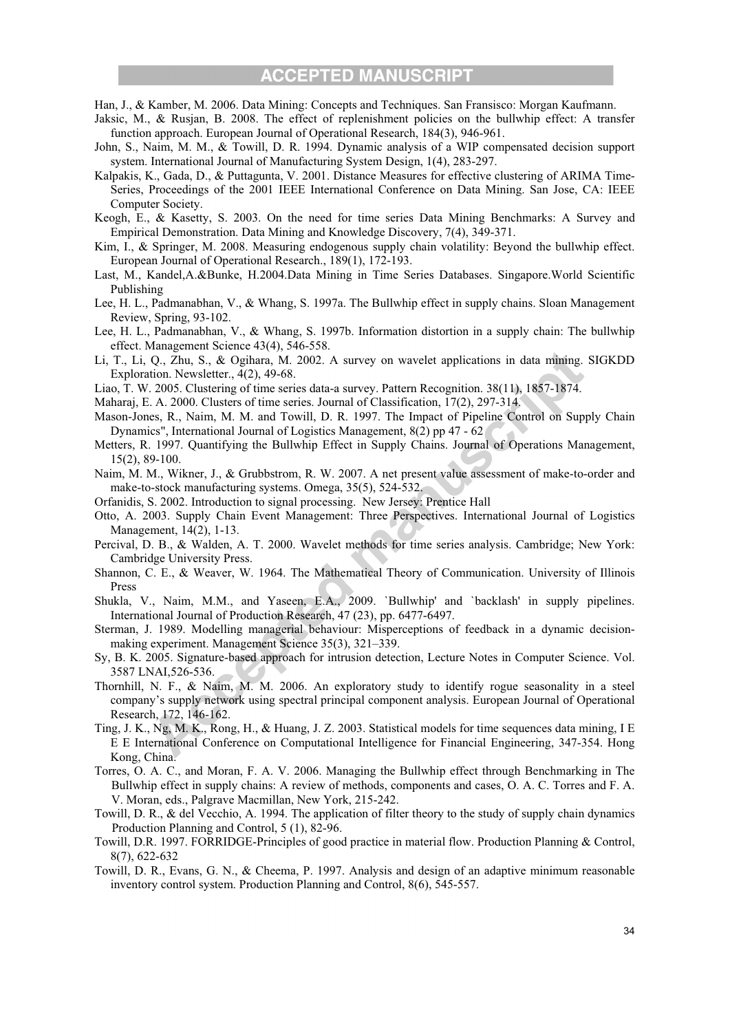Han, J., & Kamber, M. 2006. Data Mining: Concepts and Techniques. San Fransisco: Morgan Kaufmann.

Jaksic, M., & Rusjan, B. 2008. The effect of replenishment policies on the bullwhip effect: A transfer function approach. European Journal of Operational Research, 184(3), 946-961.

John, S., Naim, M. M., & Towill, D. R. 1994. Dynamic analysis of a WIP compensated decision support system. International Journal of Manufacturing System Design, 1(4), 283-297.

Kalpakis, K., Gada, D., & Puttagunta, V. 2001. Distance Measures for effective clustering of ARIMA Time-Series, Proceedings of the 2001 IEEE International Conference on Data Mining. San Jose, CA: IEEE Computer Society.

Keogh, E., & Kasetty, S. 2003. On the need for time series Data Mining Benchmarks: A Survey and Empirical Demonstration. Data Mining and Knowledge Discovery, 7(4), 349-371.

Kim, I., & Springer, M. 2008. Measuring endogenous supply chain volatility: Beyond the bullwhip effect. European Journal of Operational Research., 189(1), 172-193.

Last, M., Kandel,A.&Bunke, H.2004.Data Mining in Time Series Databases. Singapore.World Scientific Publishing

Lee, H. L., Padmanabhan, V., & Whang, S. 1997a. The Bullwhip effect in supply chains. Sloan Management Review, Spring, 93-102.

Lee, H. L., Padmanabhan, V., & Whang, S. 1997b. Information distortion in a supply chain: The bullwhip effect. Management Science 43(4), 546-558.

Li, T., Li, Q., Zhu, S., & Ogihara, M. 2002. A survey on wavelet applications in data mining. SIGKDD Exploration. Newsletter., 4(2), 49-68.

Liao, T. W. 2005. Clustering of time series data-a survey. Pattern Recognition. 38(11), 1857-1874.

Maharaj, E. A. 2000. Clusters of time series. Journal of Classification, 17(2), 297-314.

Mason-Jones, R., Naim, M. M. and Towill, D. R. 1997. The Impact of Pipeline Control on Supply Chain Dynamics", International Journal of Logistics Management, 8(2) pp 47 - 62

Metters, R. 1997. Quantifying the Bullwhip Effect in Supply Chains. Journal of Operations Management, 15(2), 89-100.

Naim, M. M., Wikner, J., & Grubbstrom, R. W. 2007. A net present value assessment of make-to-order and make-to-stock manufacturing systems. Omega, 35(5), 524-532.

Orfanidis, S. 2002. Introduction to signal processing. New Jersey: Prentice Hall

Otto, A. 2003. Supply Chain Event Management: Three Perspectives. International Journal of Logistics Management, 14(2), 1-13.

Percival, D. B., & Walden, A. T. 2000. Wavelet methods for time series analysis. Cambridge; New York: Cambridge University Press.

Shannon, C. E., & Weaver, W. 1964. The Mathematical Theory of Communication. University of Illinois Press

Shukla, V., Naim, M.M., and Yaseen, E.A., 2009. `Bullwhip' and `backlash' in supply pipelines. International Journal of Production Research, 47 (23), pp. 6477-6497.

Sterman, J. 1989. Modelling managerial behaviour: Misperceptions of feedback in a dynamic decision-making experiment. Management Science 35(3), 321–339.

Sy, B. K. 2005. Signature-based approach for intrusion detection, Lecture Notes in Computer Science. Vol. 3587 LNAI,526-536.

Thornhill, N. F., & Naim, M. M. 2006. An exploratory study to identify rogue seasonality in a steel company's supply network using spectral principal component analysis. European Journal of Operational Research, 172, 146-162.

Ting, J. K., Ng, M. K., Rong, H., & Huang, J. Z. 2003. Statistical models for time sequences data mining, I E E E International Conference on Computational Intelligence for Financial Engineering, 347-354. Hong Kong, China.

Torres, O. A. C., and Moran, F. A. V. 2006. Managing the Bullwhip effect through Benchmarking in The Bullwhip effect in supply chains: A review of methods, components and cases, O. A. C. Torres and F. A. V. Moran, eds., Palgrave Macmillan, New York, 215-242.

Towill, D. R., & del Vecchio, A. 1994. The application of filter theory to the study of supply chain dynamics Production Planning and Control, 5 (1), 82-96.

Towill, D.R. 1997. FORRIDGE-Principles of good practice in material flow. Production Planning & Control, 8(7), 622-632

Towill, D. R., Evans, G. N., & Cheema, P. 1997. Analysis and design of an adaptive minimum reasonable inventory control system. Production Planning and Control, 8(6), 545-557.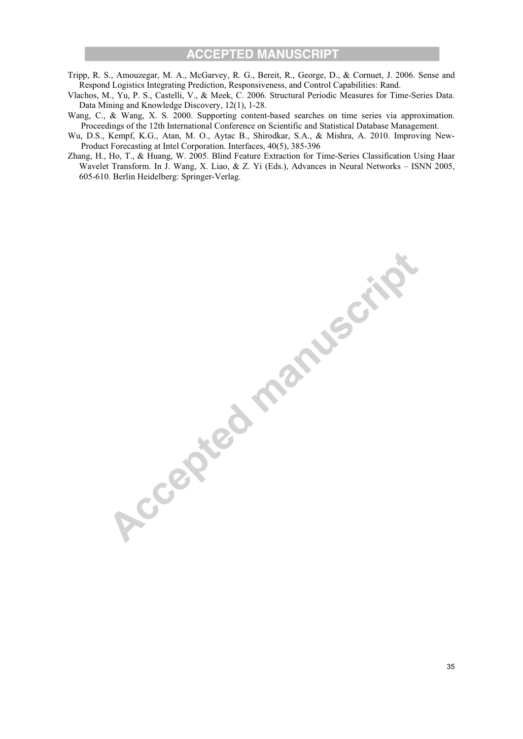Tripp, R. S., Amouzegar, M. A., McGarvey, R. G., Bereit, R., George, D., & Cornuet, J. 2006. Sense and Respond Logistics Integrating Prediction, Responsiveness, and Control Capabilities: Rand.

Vlachos, M., Yu, P. S., Castelli, V., & Meek, C. 2006. Structural Periodic Measures for Time-Series Data. Data Mining and Knowledge Discovery, 12(1), 1-28.

Wang, C., & Wang, X. S. 2000. Supporting content-based searches on time series via approximation. Proceedings of the 12th International Conference on Scientific and Statistical Database Management.

Wu, D.S., Kempf, K.G., Atan, M. O., Aytac B., Shirodkar, S.A., & Mishra, A. 2010. Improving New-Product Forecasting at Intel Corporation. Interfaces, 40(5), 385-396

Zhang, H., Ho, T., & Huang, W. 2005. Blind Feature Extraction for Time-Series Classification Using Haar Wavelet Transform. In J. Wang, X. Liao, & Z. Yi (Eds.), Advances in Neural Networks – ISNN 2005, 605-610. Berlin Heidelberg: Springer-Verlag.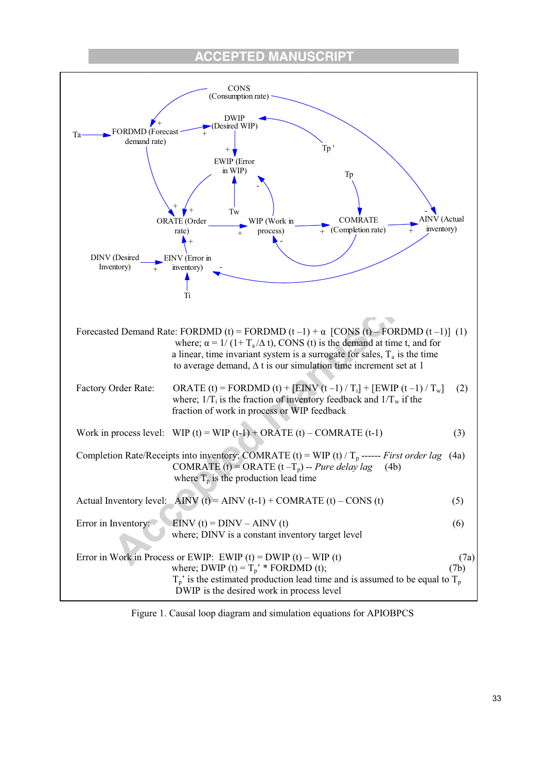Forecasted Demand Rate: FORDMD (t) = FORDMD (t –1) + α [CONS (t) – FORDMD (t –1)] (1)
where; $\alpha = 1/(1+ T_a/\Delta t)$, CONS (t) is the demand at time t, and for a linear, time invariant system is a surrogate for sales, $T_a$ is the time to average demand, Δ t is our simulation time increment set at 1

Factory Order Rate: ORATE (t) = FORDMD (t) + [EINV (t –1) / $T_i$] + [EWIP (t –1) / $T_w$] (2)
where; $1/T_i$ is the fraction of inventory feedback and $1/T_w$ if the fraction of work in process or WIP feedback

Work in process level: WIP (t) = WIP (t-1) + ORATE (t) – COMRATE (t-1) (3)

Completion Rate/Receipts into inventory: COMRATE (t) = WIP (t) / $T_p$ ------ *First order lag* (4a)
COMRATE (t) = ORATE (t – $T_p$) -- *Pure delay lag* (4b)
where $T_p$ is the production lead time

Actual Inventory level: AINV (t) = AINV (t-1) + COMRATE (t) – CONS (t) (5)

Error in Inventory: EINV (t) = DINV – AINV (t) (6)
where; DINV is a constant inventory target level

Error in Work in Process or EWIP: EWIP (t) = DWIP (t) – WIP (t) (7a)
where; DWIP (t) = $T_p$' * FORDMD (t); (7b)
$T_p$' is the estimated production lead time and is assumed to be equal to $T_p$
DWIP is the desired work in process level

Figure 1. Causal loop diagram and simulation equations for APIOBPCS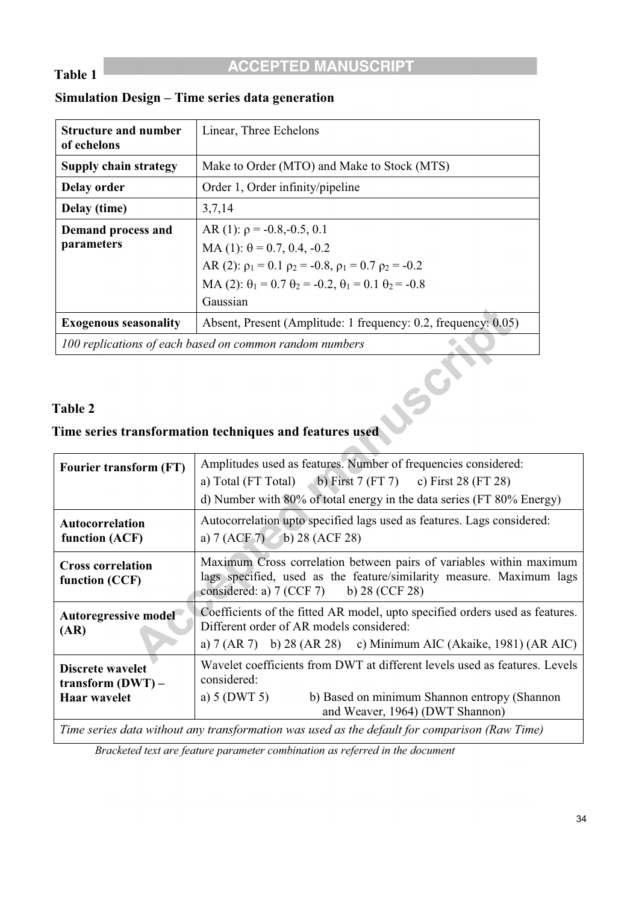**Table 1**

**Simulation Design – Time series data generation**

| | |
|---|---|
| **Structure and number of echelons** | Linear, Three Echelons |
| **Supply chain strategy** | Make to Order (MTO) and Make to Stock (MTS) |
| **Delay order** | Order 1, Order infinity/pipeline |
| **Delay (time)** | 3,7,14 |
| **Demand process and parameters** | AR (1): $\rho$ = -0.8,-0.5, 0.1<br>MA (1): $\theta$ = 0.7, 0.4, -0.2<br>AR (2): $\rho_1$ = 0.1 $\rho_2$ = -0.8, $\rho_1$ = 0.7 $\rho_2$ = -0.2<br>MA (2): $\theta_1$ = 0.7 $\theta_2$ = -0.2, $\theta_1$ = 0.1 $\theta_2$ = -0.8<br>Gaussian |
| **Exogenous seasonality** | Absent, Present (Amplitude: 1 frequency: 0.2, frequency: 0.05) |
| *100 replications of each based on common random numbers* | |

**Table 2**

**Time series transformation techniques and features used**

| | |
|---|---|
| **Fourier transform (FT)** | Amplitudes used as features. Number of frequencies considered:<br>a) Total (FT Total) b) First 7 (FT 7) c) First 28 (FT 28)<br>d) Number with 80% of total energy in the data series (FT 80% Energy) |
| **Autocorrelation function (ACF)** | Autocorrelation upto specified lags used as features. Lags considered:<br>a) 7 (ACF 7) b) 28 (ACF 28) |
| **Cross correlation function (CCF)** | Maximum Cross correlation between pairs of variables within maximum lags specified, used as the feature/similarity measure. Maximum lags considered: a) 7 (CCF 7) b) 28 (CCF 28) |
| **Autoregressive model (AR)** | Coefficients of the fitted AR model, upto specified orders used as features. Different order of AR models considered:<br>a) 7 (AR 7) b) 28 (AR 28) c) Minimum AIC (Akaike, 1981) (AR AIC) |
| **Discrete wavelet transform (DWT) – Haar wavelet** | Wavelet coefficients from DWT at different levels used as features. Levels considered:<br>a) 5 (DWT 5) b) Based on minimum Shannon entropy (Shannon and Weaver, 1964) (DWT Shannon) |
| *Time series data without any transformation was used as the default for comparison (Raw Time)* | |

*Bracketed text are feature parameter combination as referred in the document*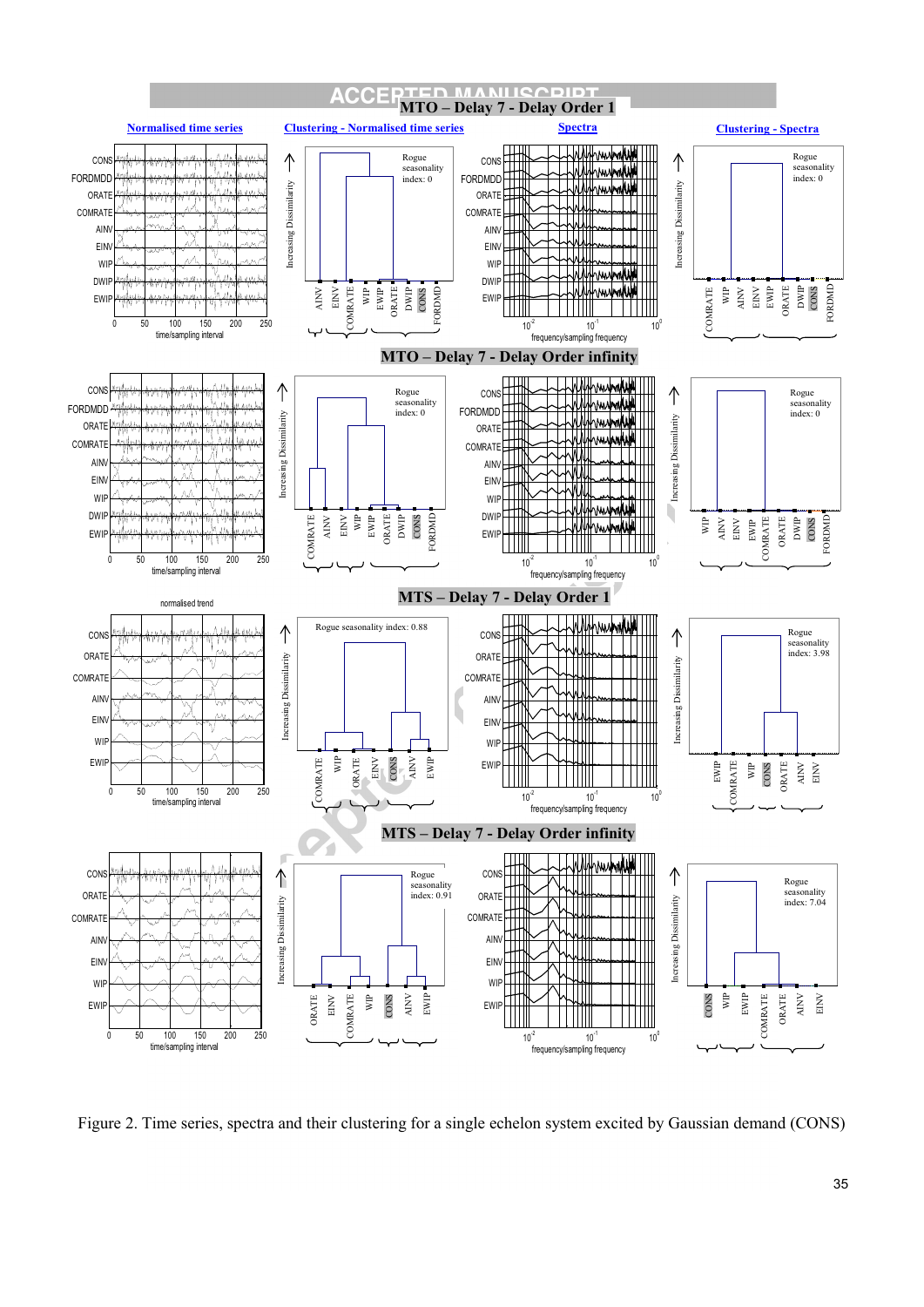Figure 2. Time series, spectra and their clustering for a single echelon system excited by Gaussian demand (CONS)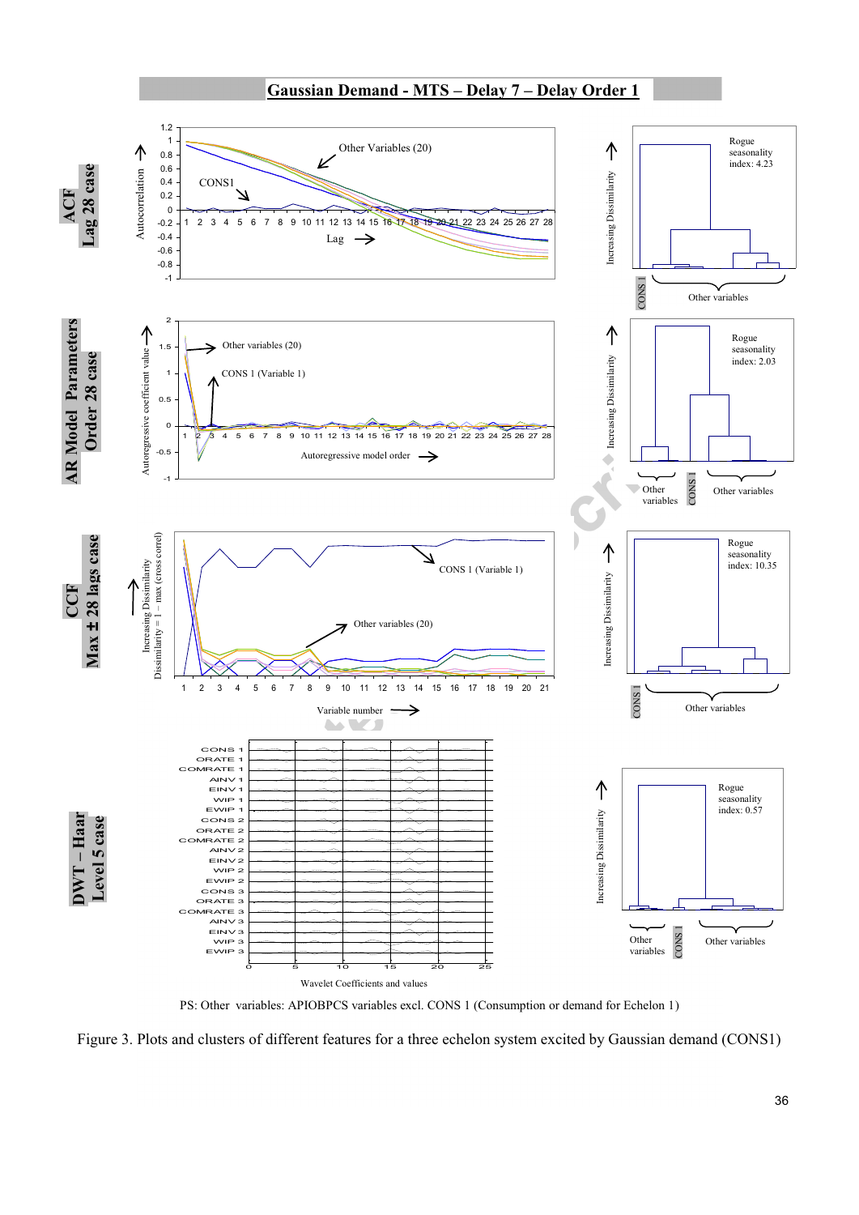**Gaussian Demand - MTS – Delay 7 – Delay Order 1**

PS: Other variables: APIOBPCS variables excl. CONS 1 (Consumption or demand for Echelon 1)

Figure 3. Plots and clusters of different features for a three echelon system excited by Gaussian demand (CONS1)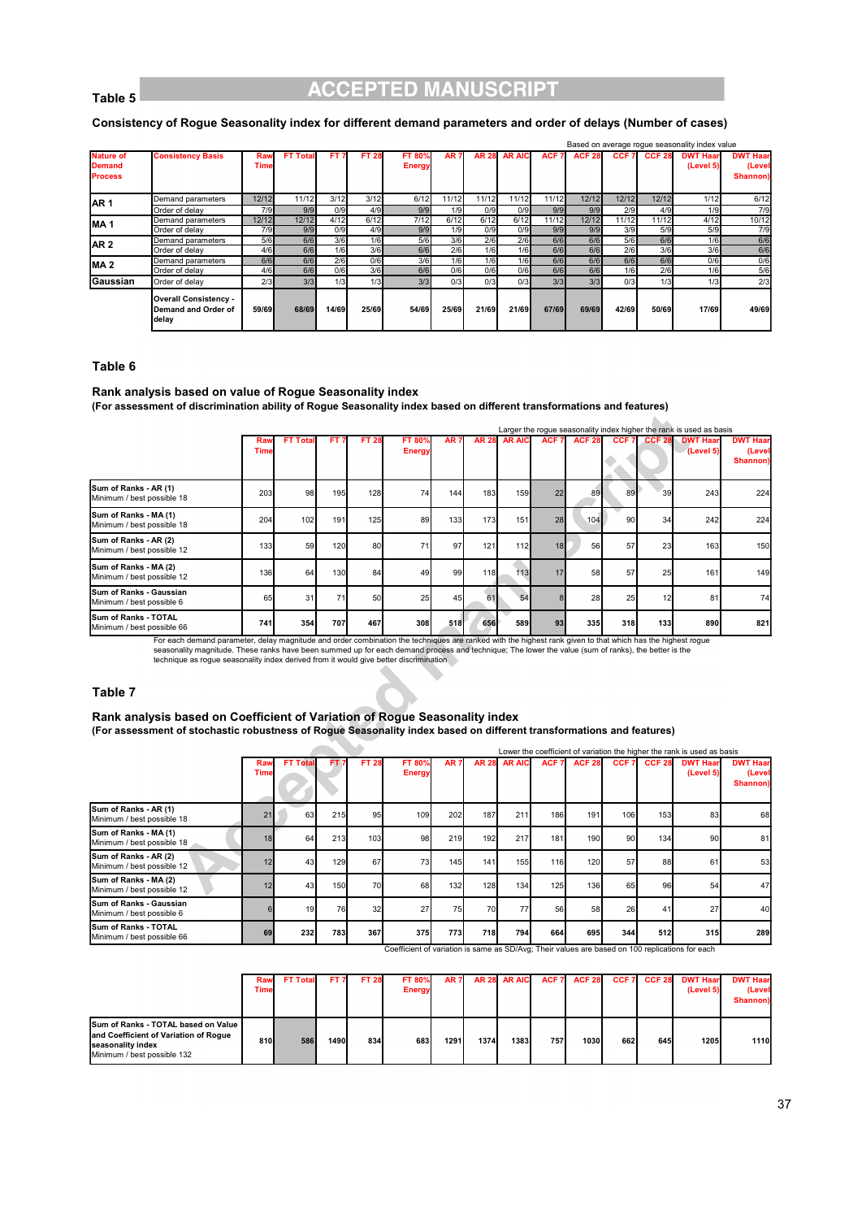**Table 5**

**Consistency of Rogue Seasonality index for different demand parameters and order of delays (Number of cases)**

Based on average rogue seasonality index value

| Nature of Demand Process | Consistency Basis | Raw Time | FT Total | FT 7 | FT 28 | FT 80% Energy | AR 7 | AR 28 | AR AIC | ACF 7 | ACF 28 | CCF 7 | CCF 28 | DWT Haar (Level 5) | DWT Haar (Level Shannon) |
|---|---|---|---|---|---|---|---|---|---|---|---|---|---|---|---|
| AR 1 | Demand parameters | 12/12 | 11/12 | 3/12 | 3/12 | 6/12 | 11/12 | 11/12 | 11/12 | 11/12 | 12/12 | 12/12 | 12/12 | 1/12 | 6/12 |
| | Order of delay | 7/9 | 9/9 | 0/9 | 4/9 | 9/9 | 1/9 | 0/9 | 0/9 | 9/9 | 9/9 | 2/9 | 4/9 | 1/9 | 7/9 |
| MA 1 | Demand parameters | 12/12 | 12/12 | 4/12 | 6/12 | 7/12 | 6/12 | 6/12 | 6/12 | 11/12 | 12/12 | 11/12 | 11/12 | 4/12 | 10/12 |
| | Order of delay | 7/9 | 9/9 | 0/9 | 4/9 | 9/9 | 1/9 | 0/9 | 0/9 | 9/9 | 9/9 | 3/9 | 5/9 | 5/9 | 7/9 |
| AR 2 | Demand parameters | 5/6 | 6/6 | 3/6 | 1/6 | 5/6 | 3/6 | 2/6 | 2/6 | 6/6 | 6/6 | 5/6 | 6/6 | 1/6 | 6/6 |
| | Order of delay | 4/6 | 6/6 | 1/6 | 3/6 | 6/6 | 2/6 | 1/6 | 1/6 | 6/6 | 6/6 | 2/6 | 3/6 | 3/6 | 6/6 |
| MA 2 | Demand parameters | 6/6 | 6/6 | 2/6 | 0/6 | 3/6 | 1/6 | 1/6 | 1/6 | 6/6 | 6/6 | 6/6 | 6/6 | 0/6 | 0/6 |
| | Order of delay | 4/6 | 6/6 | 0/6 | 3/6 | 6/6 | 0/6 | 0/6 | 0/6 | 6/6 | 6/6 | 1/6 | 2/6 | 1/6 | 5/6 |
| Gaussian | Order of delay | 2/3 | 3/3 | 1/3 | 1/3 | 3/3 | 0/3 | 0/3 | 0/3 | 3/3 | 3/3 | 0/3 | 1/3 | 1/3 | 2/3 |
| | Overall Consistency - Demand and Order of delay | 59/69 | 68/69 | 14/69 | 25/69 | 54/69 | 25/69 | 21/69 | 21/69 | 67/69 | 69/69 | 42/69 | 50/69 | 17/69 | 49/69 |

**Table 6**

**Rank analysis based on value of Rogue Seasonality index**
**(For assessment of discrimination ability of Rogue Seasonality index based on different transformations and features)**

Larger the rogue seasonality index higher the rank is used as basis

| | Raw Time | FT Total | FT 7 | FT 28 | FT 80% Energy | AR 7 | AR 28 | AR AIC | ACF 7 | ACF 28 | CCF 7 | CCF 28 | DWT Haar (Level 5) | DWT Haar (Level Shannon) |
|---|---|---|---|---|---|---|---|---|---|---|---|---|---|---|
| Sum of Ranks - AR (1) Minimum / best possible 18 | 203 | 98 | 195 | 128 | 74 | 144 | 183 | 159 | 22 | 89 | 89 | 39 | 243 | 224 |
| Sum of Ranks - MA (1) Minimum / best possible 18 | 204 | 102 | 191 | 125 | 89 | 133 | 173 | 151 | 28 | 104 | 90 | 34 | 242 | 224 |
| Sum of Ranks - AR (2) Minimum / best possible 12 | 133 | 59 | 120 | 80 | 71 | 97 | 121 | 112 | 18 | 56 | 57 | 23 | 163 | 150 |
| Sum of Ranks - MA (2) Minimum / best possible 12 | 136 | 64 | 130 | 84 | 49 | 99 | 118 | 113 | 17 | 58 | 57 | 25 | 161 | 149 |
| Sum of Ranks - Gaussian Minimum / best possible 6 | 65 | 31 | 71 | 50 | 25 | 45 | 61 | 54 | 8 | 28 | 25 | 12 | 81 | 74 |
| Sum of Ranks - TOTAL Minimum / best possible 66 | 741 | 354 | 707 | 467 | 308 | 518 | 656 | 589 | 93 | 335 | 318 | 133 | 890 | 821 |

For each demand parameter, delay magnitude and order combination the techniques are ranked with the highest rank given to that which has the highest rogue seasonality magnitude. These ranks have been summed up for each demand process and technique; The lower the value (sum of ranks), the better is the technique as rogue seasonality index derived from it would give better discrimination

**Table 7**

**Rank analysis based on Coefficient of Variation of Rogue Seasonality index**
**(For assessment of stochastic robustness of Rogue Seasonality index based on different transformations and features)**

Lower the coefficient of variation the higher the rank is used as basis

| | Raw Time | FT Total | FT 7 | FT 28 | FT 80% Energy | AR 7 | AR 28 | AR AIC | ACF 7 | ACF 28 | CCF 7 | CCF 28 | DWT Haar (Level 5) | DWT Haar (Level Shannon) |
|---|---|---|---|---|---|---|---|---|---|---|---|---|---|---|
| Sum of Ranks - AR (1) Minimum / best possible 18 | 21 | 63 | 215 | 95 | 109 | 202 | 187 | 211 | 186 | 191 | 106 | 153 | 83 | 68 |
| Sum of Ranks - MA (1) Minimum / best possible 18 | 18 | 64 | 213 | 103 | 98 | 219 | 192 | 217 | 181 | 190 | 90 | 134 | 90 | 81 |
| Sum of Ranks - AR (2) Minimum / best possible 12 | 12 | 43 | 129 | 67 | 73 | 145 | 141 | 155 | 116 | 120 | 57 | 88 | 61 | 53 |
| Sum of Ranks - MA (2) Minimum / best possible 12 | 12 | 43 | 150 | 70 | 68 | 132 | 128 | 134 | 125 | 136 | 65 | 96 | 54 | 47 |
| Sum of Ranks - Gaussian Minimum / best possible 6 | 6 | 19 | 76 | 32 | 27 | 75 | 70 | 77 | 56 | 58 | 26 | 41 | 27 | 40 |
| Sum of Ranks - TOTAL Minimum / best possible 66 | 69 | 232 | 783 | 367 | 375 | 773 | 718 | 794 | 664 | 695 | 344 | 512 | 315 | 289 |

Coefficient of variation is same as SD/Avg; Their values are based on 100 replications for each

| | Raw Time | FT Total | FT 7 | FT 28 | FT 80% Energy | AR 7 | AR 28 | AR AIC | ACF 7 | ACF 28 | CCF 7 | CCF 28 | DWT Haar (Level 5) | DWT Haar (Level Shannon) |
|---|---|---|---|---|---|---|---|---|---|---|---|---|---|---|
| Sum of Ranks - TOTAL based on Value and Coefficient of Variation of Rogue seasonality index Minimum / best possible 132 | 810 | 586 | 1490 | 834 | 683 | 1291 | 1374 | 1383 | 757 | 1030 | 662 | 645 | 1205 | 1110 |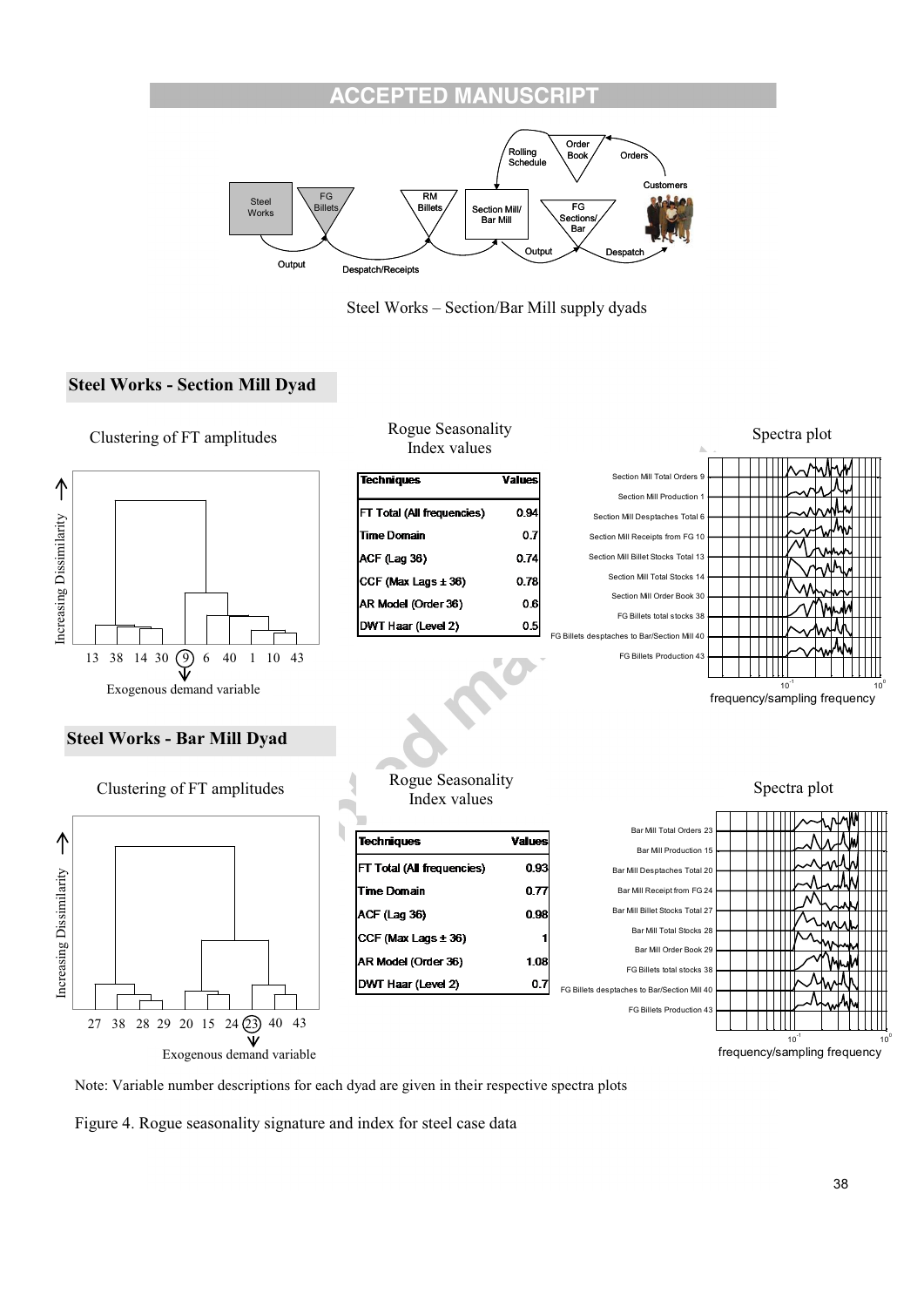Steel Works – Section/Bar Mill supply dyads

## Steel Works - Section Mill Dyad

Clustering of FT amplitudes

Rogue Seasonality Index values

| Techniques | Values |
|---|---|
| FT Total (All frequencies) | 0.94 |
| Time Domain | 0.7 |
| ACF (Lag 36) | 0.74 |
| CCF (Max Lags ± 36) | 0.78 |
| AR Model (Order 36) | 0.6 |
| DWT Haar (Level 2) | 0.5 |

Spectra plot

## Steel Works - Bar Mill Dyad

Clustering of FT amplitudes

Rogue Seasonality Index values

| Techniques | Values |
|---|---|
| FT Total (All frequencies) | 0.93 |
| Time Domain | 0.77 |
| ACF (Lag 36) | 0.98 |
| CCF (Max Lags ± 36) | 1 |
| AR Model (Order 36) | 1.08 |
| DWT Haar (Level 2) | 0.7 |

Spectra plot

Note: Variable number descriptions for each dyad are given in their respective spectra plots

Figure 4. Rogue seasonality signature and index for steel case data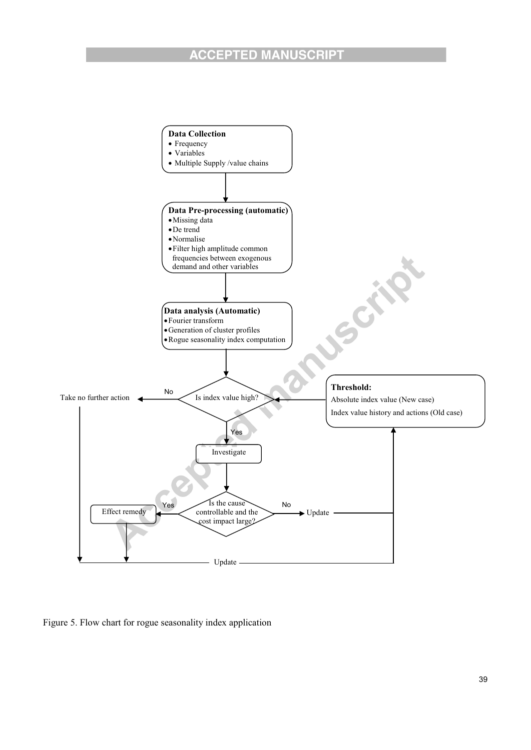Data Collection
- Frequency
- Variables
- Multiple Supply /value chains

Data Pre-processing (automatic)
- Missing data
- De trend
- Normalise
- Filter high amplitude common frequencies between exogenous demand and other variables

Data analysis (Automatic)
- Fourier transform
- Generation of cluster profiles
- Rogue seasonality index computation

Is index value high?

No

Take no further action

Threshold:

Absolute index value (New case)

Index value history and actions (Old case)

Yes

Investigate

Is the cause controllable and the cost impact large?

Yes

Effect remedy

No

Update

Update

Figure 5. Flow chart for rogue seasonality index application